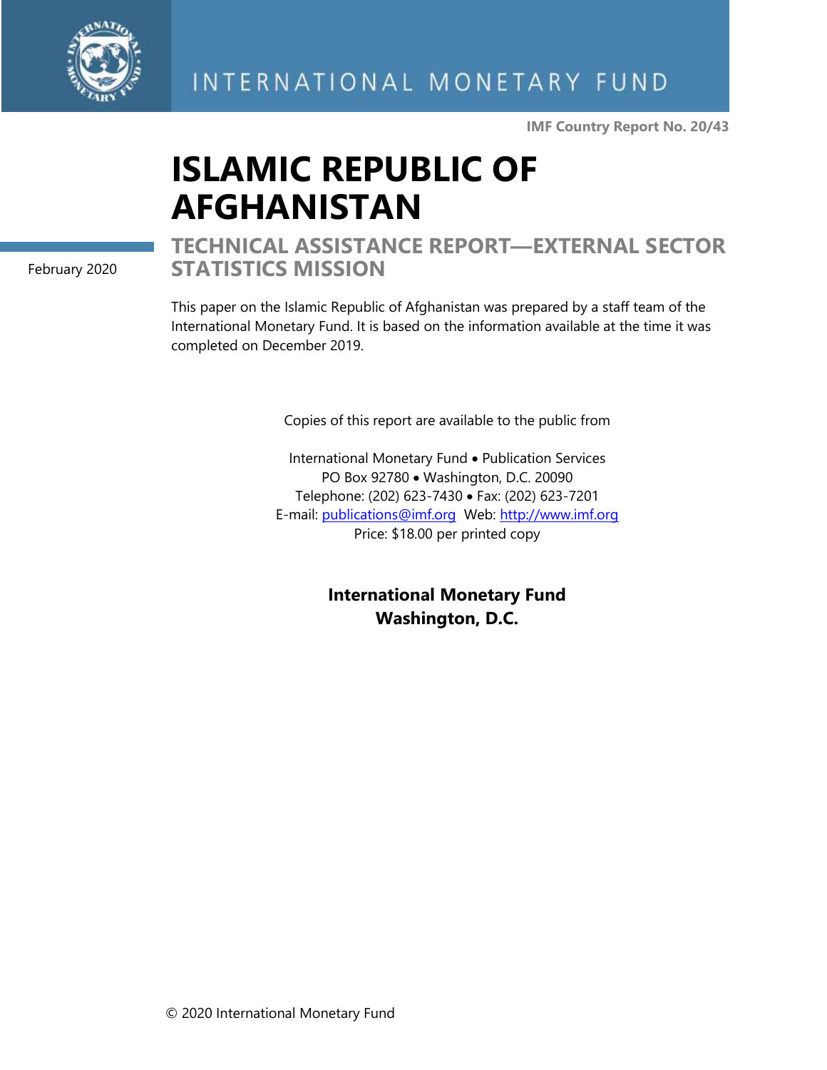INTERNATIONAL MONETARY FUND

**IMF Country Report No. 20/43**

# ISLAMIC REPUBLIC OF AFGHANISTAN

February 2020

## TECHNICAL ASSISTANCE REPORT—EXTERNAL SECTOR STATISTICS MISSION

This paper on the Islamic Republic of Afghanistan was prepared by a staff team of the International Monetary Fund. It is based on the information available at the time it was completed on December 2019.

Copies of this report are available to the public from

International Monetary Fund • Publication Services
PO Box 92780 • Washington, D.C. 20090
Telephone: (202) 623-7430 • Fax: (202) 623-7201
E-mail: publications@imf.org Web: http://www.imf.org
Price: $18.00 per printed copy

**International Monetary Fund**
**Washington, D.C.**

© 2020 International Monetary Fund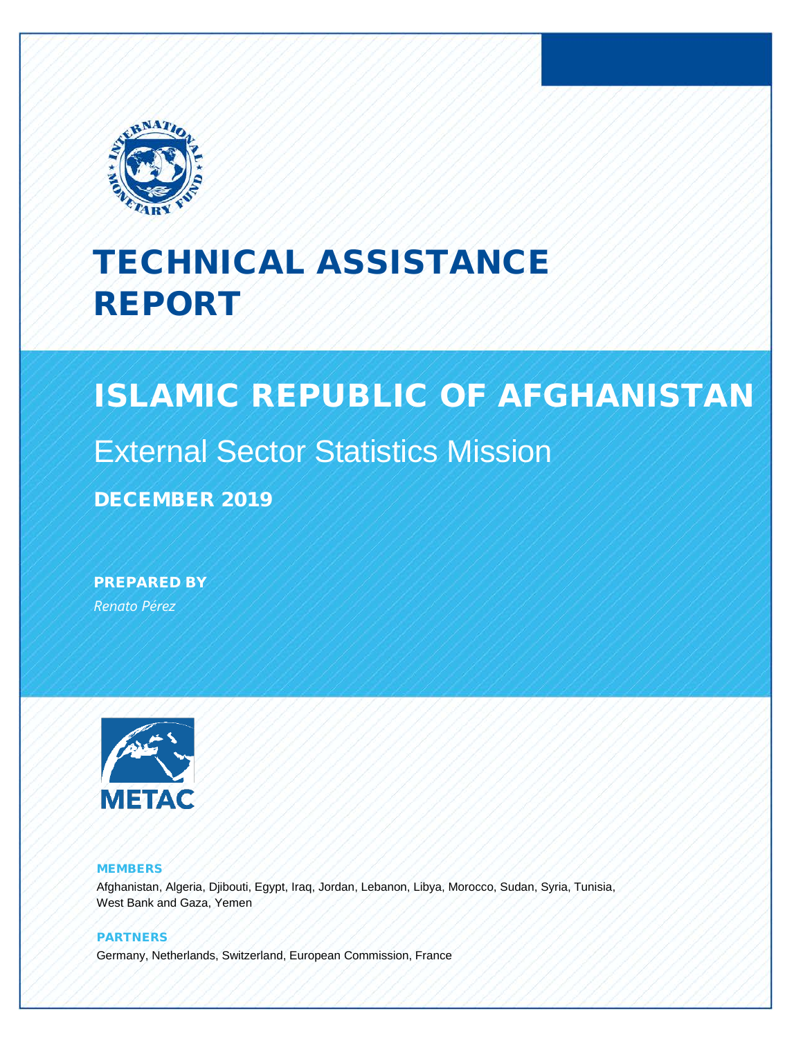# TECHNICAL ASSISTANCE REPORT

## ISLAMIC REPUBLIC OF AFGHANISTAN

External Sector Statistics Mission

**DECEMBER 2019**

**PREPARED BY**

*Renato Pérez*

**METAC**

**MEMBERS**

Afghanistan, Algeria, Djibouti, Egypt, Iraq, Jordan, Lebanon, Libya, Morocco, Sudan, Syria, Tunisia, West Bank and Gaza, Yemen

**PARTNERS**

Germany, Netherlands, Switzerland, European Commission, France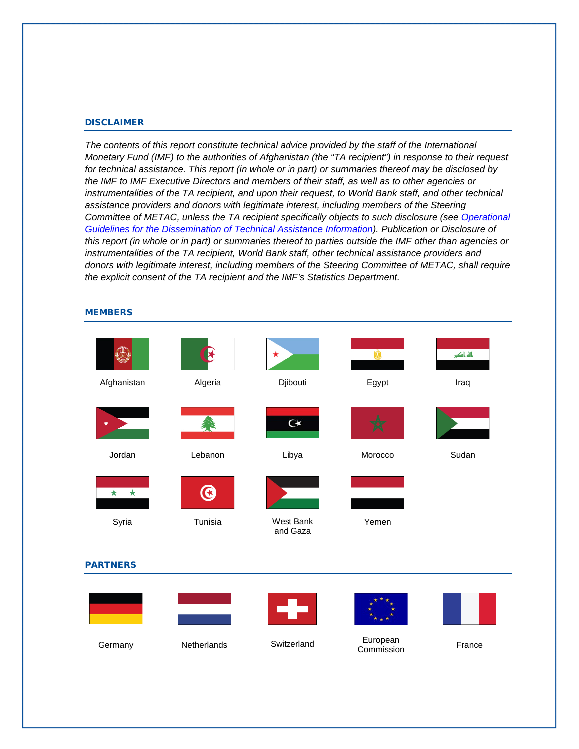## DISCLAIMER

*The contents of this report constitute technical advice provided by the staff of the International Monetary Fund (IMF) to the authorities of Afghanistan (the "TA recipient") in response to their request for technical assistance. This report (in whole or in part) or summaries thereof may be disclosed by the IMF to IMF Executive Directors and members of their staff, as well as to other agencies or instrumentalities of the TA recipient, and upon their request, to World Bank staff, and other technical assistance providers and donors with legitimate interest, including members of the Steering Committee of METAC, unless the TA recipient specifically objects to such disclosure (see Operational Guidelines for the Dissemination of Technical Assistance Information). Publication or Disclosure of this report (in whole or in part) or summaries thereof to parties outside the IMF other than agencies or instrumentalities of the TA recipient, World Bank staff, other technical assistance providers and donors with legitimate interest, including members of the Steering Committee of METAC, shall require the explicit consent of the TA recipient and the IMF's Statistics Department.*

## MEMBERS

Afghanistan

Algeria

Djibouti

Egypt

Iraq

Jordan

Lebanon

Libya

Morocco

Sudan

Syria

Tunisia

West Bank and Gaza

Yemen

## PARTNERS

Germany

Netherlands

Switzerland

European Commission

France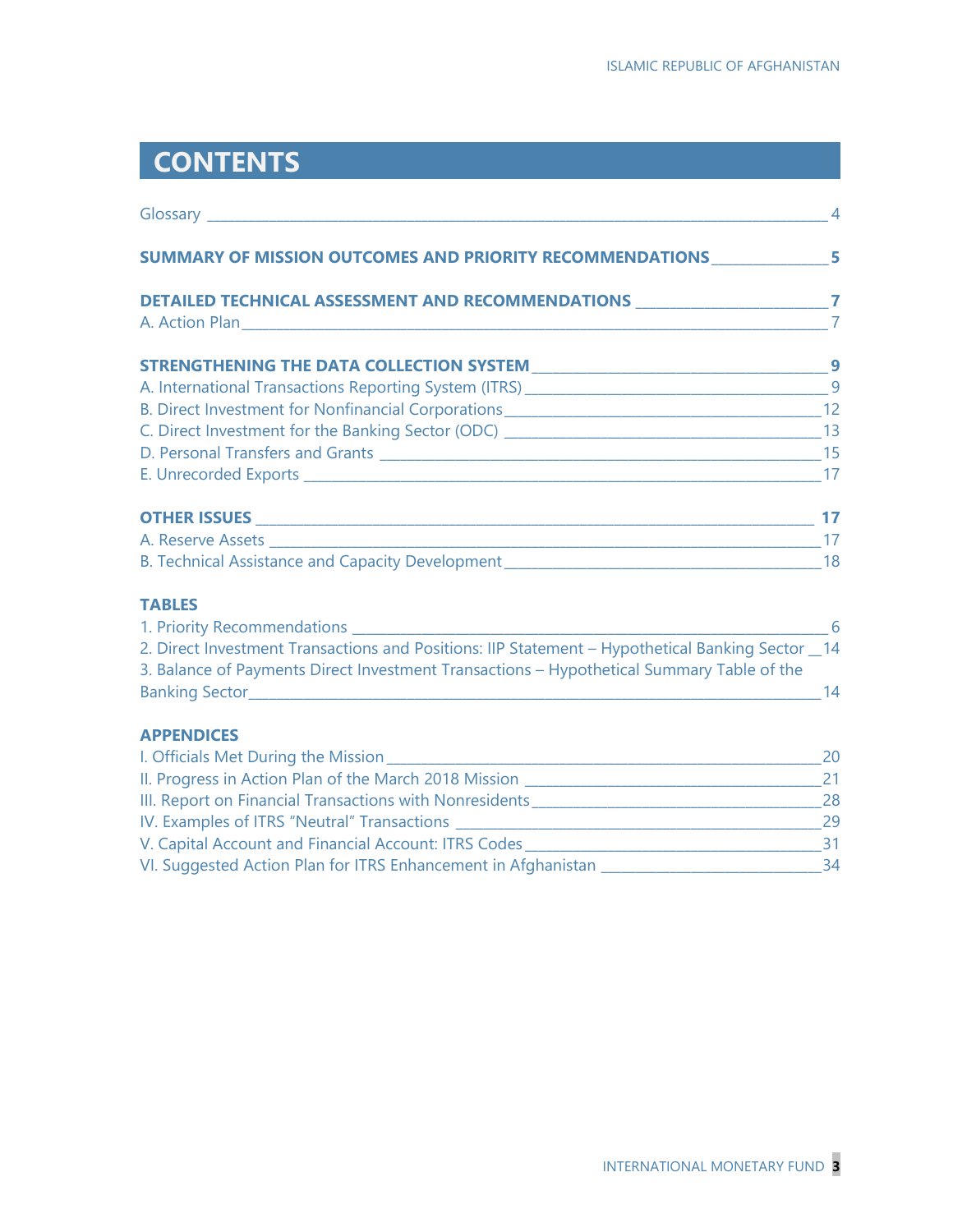# CONTENTS

Glossary 4

**SUMMARY OF MISSION OUTCOMES AND PRIORITY RECOMMENDATIONS 5**

**DETAILED TECHNICAL ASSESSMENT AND RECOMMENDATIONS 7**

A. Action Plan 7

**STRENGTHENING THE DATA COLLECTION SYSTEM 9**

A. International Transactions Reporting System (ITRS) 9

B. Direct Investment for Nonfinancial Corporations 12

C. Direct Investment for the Banking Sector (ODC) 13

D. Personal Transfers and Grants 15

E. Unrecorded Exports 17

**OTHER ISSUES 17**

A. Reserve Assets 17

B. Technical Assistance and Capacity Development 18

**TABLES**

1. Priority Recommendations 6
2. Direct Investment Transactions and Positions: IIP Statement – Hypothetical Banking Sector 14
3. Balance of Payments Direct Investment Transactions – Hypothetical Summary Table of the Banking Sector 14

**APPENDICES**

I. Officials Met During the Mission 20

II. Progress in Action Plan of the March 2018 Mission 21

III. Report on Financial Transactions with Nonresidents 28

IV. Examples of ITRS "Neutral" Transactions 29

V. Capital Account and Financial Account: ITRS Codes 31

VI. Suggested Action Plan for ITRS Enhancement in Afghanistan 34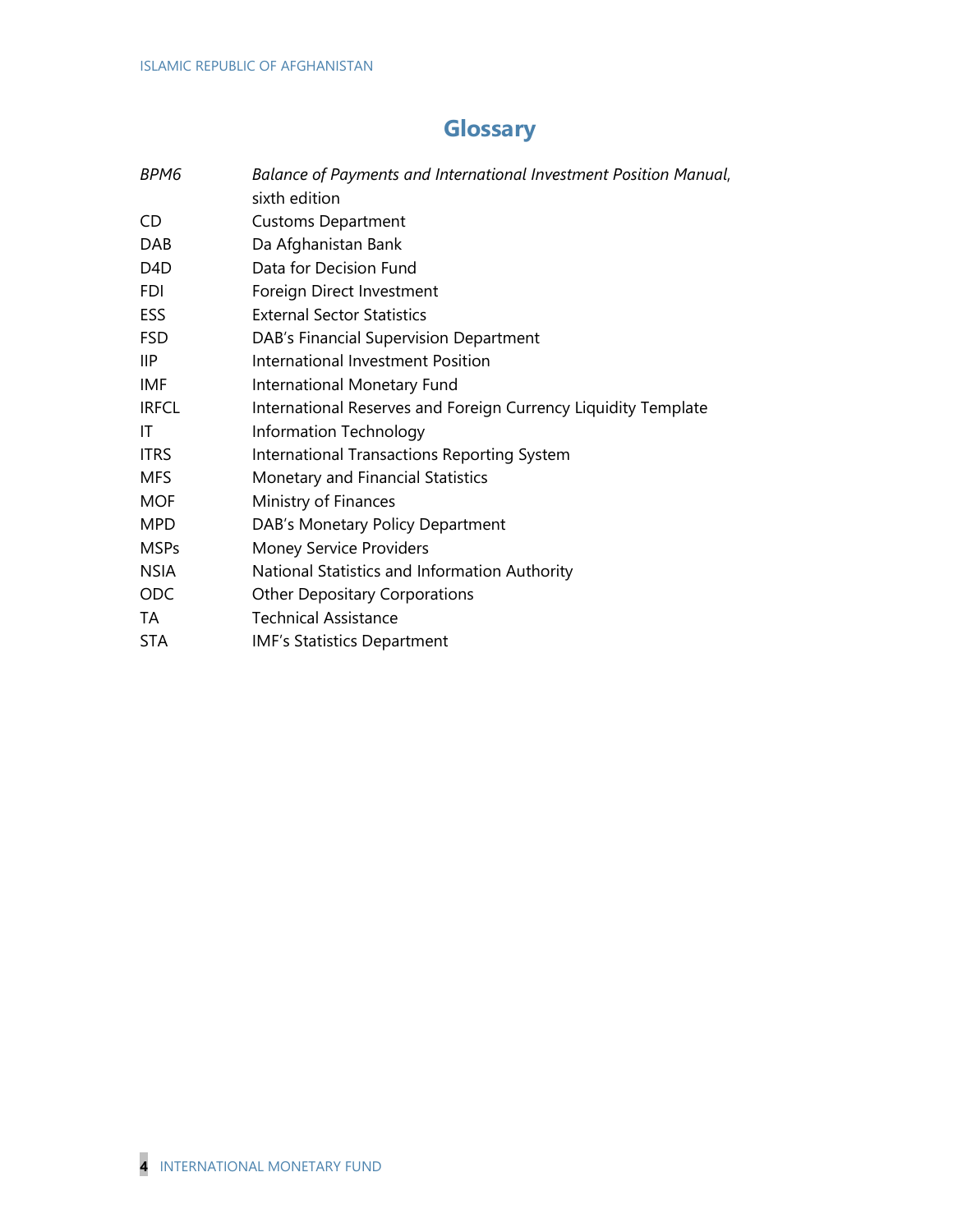# Glossary

| | |
|---|---|
| *BPM6* | *Balance of Payments and International Investment Position Manual*, sixth edition |
| CD | Customs Department |
| DAB | Da Afghanistan Bank |
| D4D | Data for Decision Fund |
| FDI | Foreign Direct Investment |
| ESS | External Sector Statistics |
| FSD | DAB's Financial Supervision Department |
| IIP | International Investment Position |
| IMF | International Monetary Fund |
| IRFCL | International Reserves and Foreign Currency Liquidity Template |
| IT | Information Technology |
| ITRS | International Transactions Reporting System |
| MFS | Monetary and Financial Statistics |
| MOF | Ministry of Finances |
| MPD | DAB's Monetary Policy Department |
| MSPs | Money Service Providers |
| NSIA | National Statistics and Information Authority |
| ODC | Other Depositary Corporations |
| TA | Technical Assistance |
| STA | IMF's Statistics Department |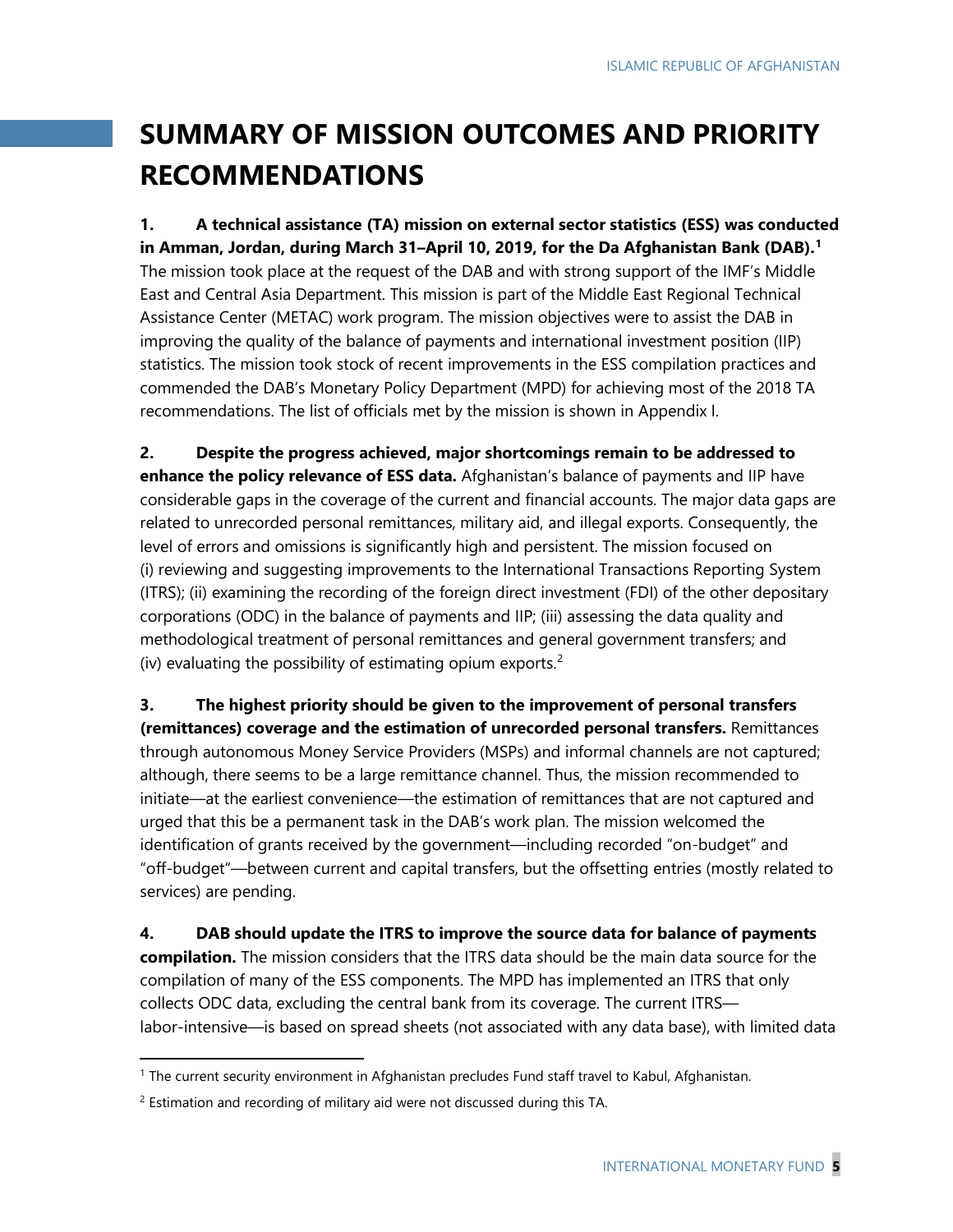# SUMMARY OF MISSION OUTCOMES AND PRIORITY RECOMMENDATIONS

**1. A technical assistance (TA) mission on external sector statistics (ESS) was conducted in Amman, Jordan, during March 31–April 10, 2019, for the Da Afghanistan Bank (DAB).[1]** The mission took place at the request of the DAB and with strong support of the IMF's Middle East and Central Asia Department. This mission is part of the Middle East Regional Technical Assistance Center (METAC) work program. The mission objectives were to assist the DAB in improving the quality of the balance of payments and international investment position (IIP) statistics. The mission took stock of recent improvements in the ESS compilation practices and commended the DAB's Monetary Policy Department (MPD) for achieving most of the 2018 TA recommendations. The list of officials met by the mission is shown in Appendix I.

**2. Despite the progress achieved, major shortcomings remain to be addressed to enhance the policy relevance of ESS data.** Afghanistan's balance of payments and IIP have considerable gaps in the coverage of the current and financial accounts. The major data gaps are related to unrecorded personal remittances, military aid, and illegal exports. Consequently, the level of errors and omissions is significantly high and persistent. The mission focused on (i) reviewing and suggesting improvements to the International Transactions Reporting System (ITRS); (ii) examining the recording of the foreign direct investment (FDI) of the other depositary corporations (ODC) in the balance of payments and IIP; (iii) assessing the data quality and methodological treatment of personal remittances and general government transfers; and (iv) evaluating the possibility of estimating opium exports.[2]

**3. The highest priority should be given to the improvement of personal transfers (remittances) coverage and the estimation of unrecorded personal transfers.** Remittances through autonomous Money Service Providers (MSPs) and informal channels are not captured; although, there seems to be a large remittance channel. Thus, the mission recommended to initiate—at the earliest convenience—the estimation of remittances that are not captured and urged that this be a permanent task in the DAB's work plan. The mission welcomed the identification of grants received by the government—including recorded "on-budget" and "off-budget"—between current and capital transfers, but the offsetting entries (mostly related to services) are pending.

**4. DAB should update the ITRS to improve the source data for balance of payments compilation.** The mission considers that the ITRS data should be the main data source for the compilation of many of the ESS components. The MPD has implemented an ITRS that only collects ODC data, excluding the central bank from its coverage. The current ITRS—labor-intensive—is based on spread sheets (not associated with any data base), with limited data

---

[1] The current security environment in Afghanistan precludes Fund staff travel to Kabul, Afghanistan.

[2] Estimation and recording of military aid were not discussed during this TA.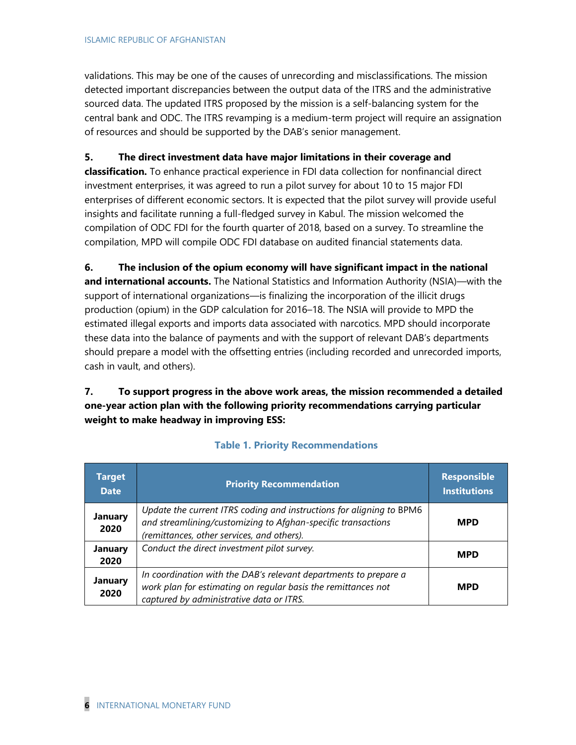validations. This may be one of the causes of unrecording and misclassifications. The mission detected important discrepancies between the output data of the ITRS and the administrative sourced data. The updated ITRS proposed by the mission is a self-balancing system for the central bank and ODC. The ITRS revamping is a medium-term project will require an assignation of resources and should be supported by the DAB's senior management.

**5. The direct investment data have major limitations in their coverage and classification.** To enhance practical experience in FDI data collection for nonfinancial direct investment enterprises, it was agreed to run a pilot survey for about 10 to 15 major FDI enterprises of different economic sectors. It is expected that the pilot survey will provide useful insights and facilitate running a full-fledged survey in Kabul. The mission welcomed the compilation of ODC FDI for the fourth quarter of 2018, based on a survey. To streamline the compilation, MPD will compile ODC FDI database on audited financial statements data.

**6. The inclusion of the opium economy will have significant impact in the national and international accounts.** The National Statistics and Information Authority (NSIA)—with the support of international organizations—is finalizing the incorporation of the illicit drugs production (opium) in the GDP calculation for 2016–18. The NSIA will provide to MPD the estimated illegal exports and imports data associated with narcotics. MPD should incorporate these data into the balance of payments and with the support of relevant DAB's departments should prepare a model with the offsetting entries (including recorded and unrecorded imports, cash in vault, and others).

**7. To support progress in the above work areas, the mission recommended a detailed one-year action plan with the following priority recommendations carrying particular weight to make headway in improving ESS:**

**Table 1. Priority Recommendations**

| Target Date | Priority Recommendation | Responsible Institutions |
|---|---|---|
| **January 2020** | *Update the current ITRS coding and instructions for aligning to* BPM6 *and streamlining/customizing to Afghan-specific transactions (remittances, other services, and others).* | **MPD** |
| **January 2020** | *Conduct the direct investment pilot survey.* | **MPD** |
| **January 2020** | *In coordination with the DAB's relevant departments to prepare a work plan for estimating on regular basis the remittances not captured by administrative data or ITRS.* | **MPD** |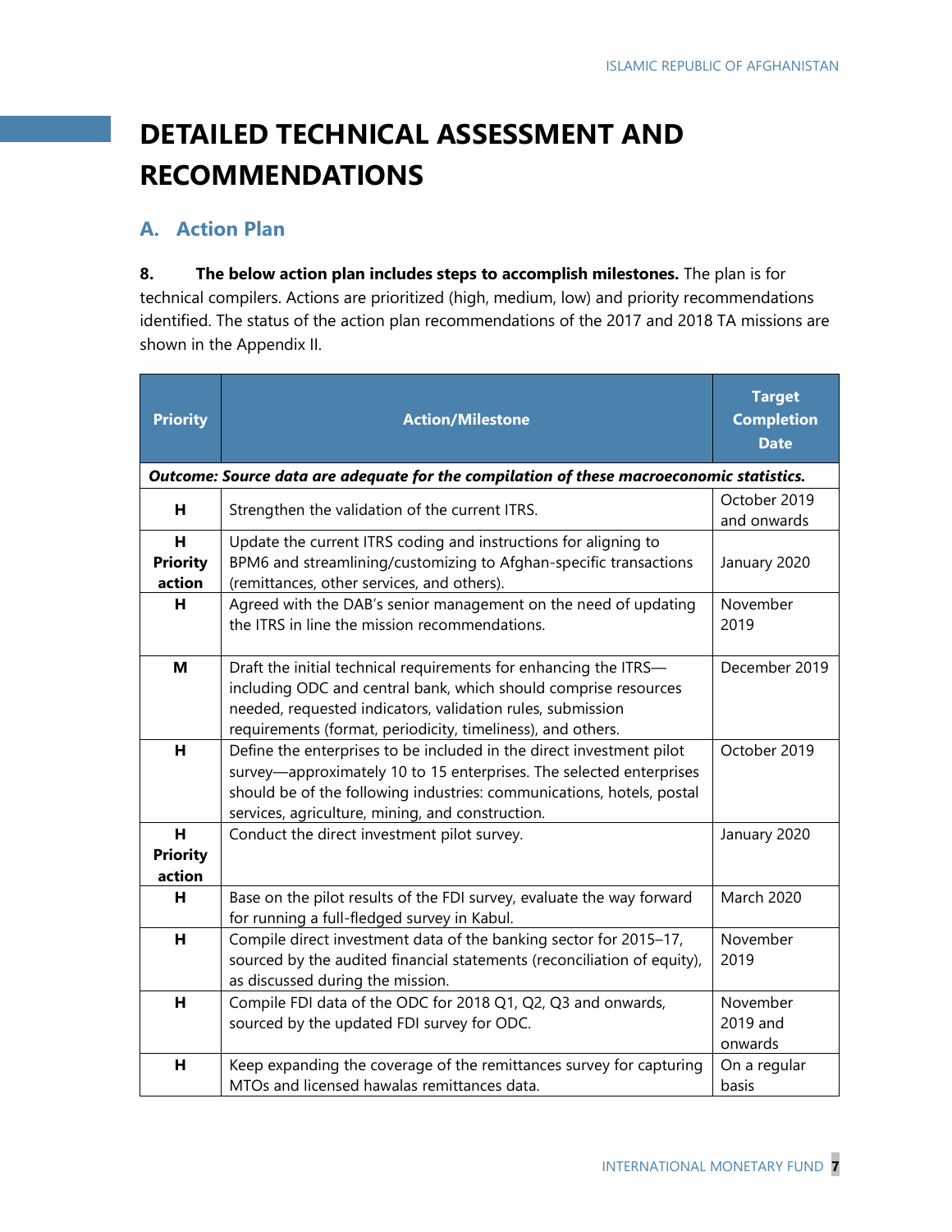# DETAILED TECHNICAL ASSESSMENT AND RECOMMENDATIONS

## A. Action Plan

**8. The below action plan includes steps to accomplish milestones.** The plan is for technical compilers. Actions are prioritized (high, medium, low) and priority recommendations identified. The status of the action plan recommendations of the 2017 and 2018 TA missions are shown in the Appendix II.

| Priority | Action/Milestone | Target Completion Date |
|---|---|---|
| ***Outcome: Source data are adequate for the compilation of these macroeconomic statistics.*** | | |
| **H** | Strengthen the validation of the current ITRS. | October 2019 and onwards |
| **H Priority action** | Update the current ITRS coding and instructions for aligning to BPM6 and streamlining/customizing to Afghan-specific transactions (remittances, other services, and others). | January 2020 |
| **H** | Agreed with the DAB's senior management on the need of updating the ITRS in line the mission recommendations. | November 2019 |
| **M** | Draft the initial technical requirements for enhancing the ITRS—including ODC and central bank, which should comprise resources needed, requested indicators, validation rules, submission requirements (format, periodicity, timeliness), and others. | December 2019 |
| **H** | Define the enterprises to be included in the direct investment pilot survey—approximately 10 to 15 enterprises. The selected enterprises should be of the following industries: communications, hotels, postal services, agriculture, mining, and construction. | October 2019 |
| **H Priority action** | Conduct the direct investment pilot survey. | January 2020 |
| **H** | Base on the pilot results of the FDI survey, evaluate the way forward for running a full-fledged survey in Kabul. | March 2020 |
| **H** | Compile direct investment data of the banking sector for 2015–17, sourced by the audited financial statements (reconciliation of equity), as discussed during the mission. | November 2019 |
| **H** | Compile FDI data of the ODC for 2018 Q1, Q2, Q3 and onwards, sourced by the updated FDI survey for ODC. | November 2019 and onwards |
| **H** | Keep expanding the coverage of the remittances survey for capturing MTOs and licensed hawalas remittances data. | On a regular basis |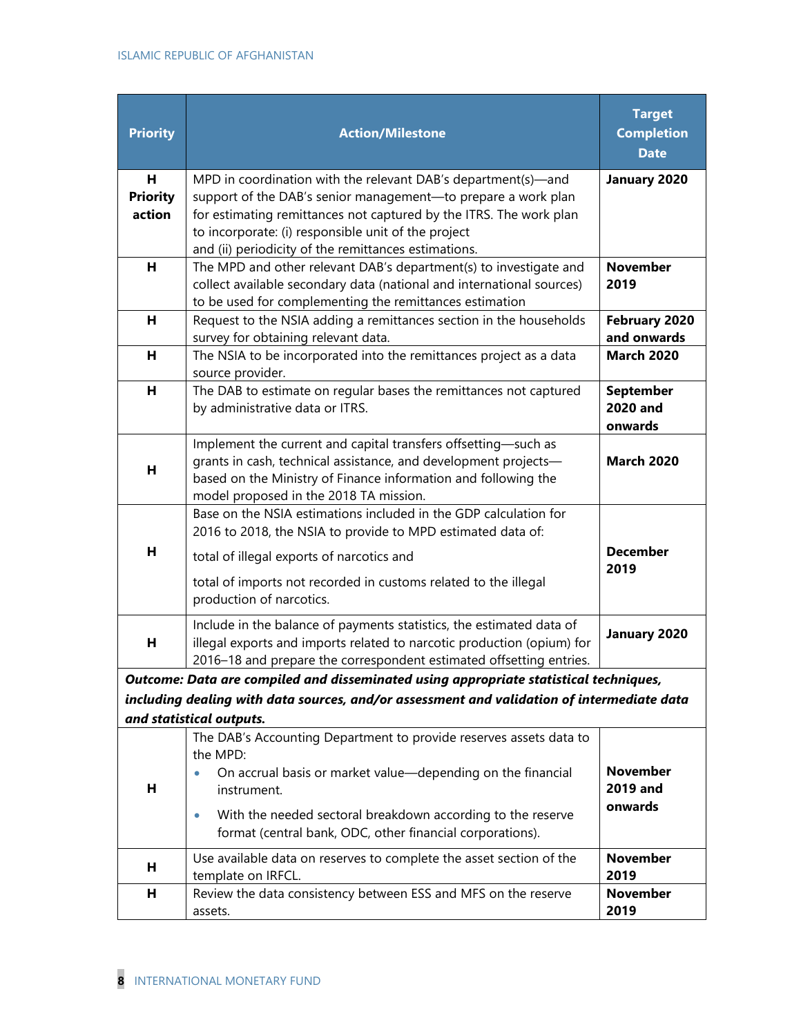| Priority | Action/Milestone | Target Completion Date |
|---|---|---|
| **H Priority action** | MPD in coordination with the relevant DAB's department(s)—and support of the DAB's senior management—to prepare a work plan for estimating remittances not captured by the ITRS. The work plan to incorporate: (i) responsible unit of the project and (ii) periodicity of the remittances estimations. | **January 2020** |
| **H** | The MPD and other relevant DAB's department(s) to investigate and collect available secondary data (national and international sources) to be used for complementing the remittances estimation | **November 2019** |
| **H** | Request to the NSIA adding a remittances section in the households survey for obtaining relevant data. | **February 2020 and onwards** |
| **H** | The NSIA to be incorporated into the remittances project as a data source provider. | **March 2020** |
| **H** | The DAB to estimate on regular bases the remittances not captured by administrative data or ITRS. | **September 2020 and onwards** |
| **H** | Implement the current and capital transfers offsetting—such as grants in cash, technical assistance, and development projects—based on the Ministry of Finance information and following the model proposed in the 2018 TA mission. | **March 2020** |
| **H** | Base on the NSIA estimations included in the GDP calculation for 2016 to 2018, the NSIA to provide to MPD estimated data of:<br><br>total of illegal exports of narcotics and<br><br>total of imports not recorded in customs related to the illegal production of narcotics. | **December 2019** |
| **H** | Include in the balance of payments statistics, the estimated data of illegal exports and imports related to narcotic production (opium) for 2016–18 and prepare the correspondent estimated offsetting entries. | **January 2020** |
| ***Outcome: Data are compiled and disseminated using appropriate statistical techniques, including dealing with data sources, and/or assessment and validation of intermediate data and statistical outputs.*** | | |
| **H** | The DAB's Accounting Department to provide reserves assets data to the MPD:<br>• On accrual basis or market value—depending on the financial instrument.<br>• With the needed sectoral breakdown according to the reserve format (central bank, ODC, other financial corporations). | **November 2019 and onwards** |
| **H** | Use available data on reserves to complete the asset section of the template on IRFCL. | **November 2019** |
| **H** | Review the data consistency between ESS and MFS on the reserve assets. | **November 2019** |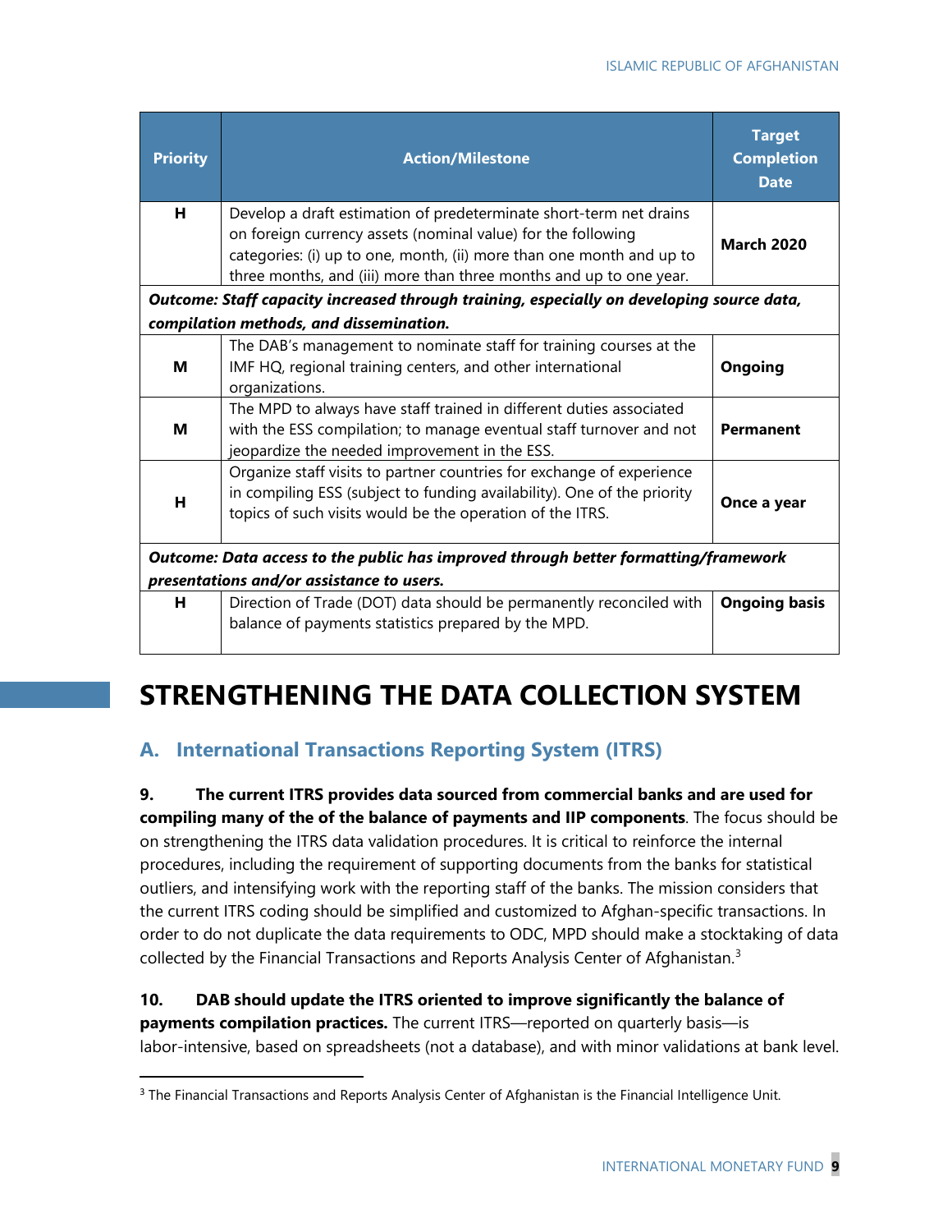| Priority | Action/Milestone | Target Completion Date |
|---|---|---|
| H | Develop a draft estimation of predeterminate short-term net drains on foreign currency assets (nominal value) for the following categories: (i) up to one, month, (ii) more than one month and up to three months, and (iii) more than three months and up to one year. | **March 2020** |
| ***Outcome: Staff capacity increased through training, especially on developing source data, compilation methods, and dissemination.*** | | |
| M | The DAB's management to nominate staff for training courses at the IMF HQ, regional training centers, and other international organizations. | **Ongoing** |
| M | The MPD to always have staff trained in different duties associated with the ESS compilation; to manage eventual staff turnover and not jeopardize the needed improvement in the ESS. | **Permanent** |
| H | Organize staff visits to partner countries for exchange of experience in compiling ESS (subject to funding availability). One of the priority topics of such visits would be the operation of the ITRS. | **Once a year** |
| ***Outcome: Data access to the public has improved through better formatting/framework presentations and/or assistance to users.*** | | |
| H | Direction of Trade (DOT) data should be permanently reconciled with balance of payments statistics prepared by the MPD. | **Ongoing basis** |

# STRENGTHENING THE DATA COLLECTION SYSTEM

## A. International Transactions Reporting System (ITRS)

**9. The current ITRS provides data sourced from commercial banks and are used for compiling many of the of the balance of payments and IIP components**. The focus should be on strengthening the ITRS data validation procedures. It is critical to reinforce the internal procedures, including the requirement of supporting documents from the banks for statistical outliers, and intensifying work with the reporting staff of the banks. The mission considers that the current ITRS coding should be simplified and customized to Afghan-specific transactions. In order to do not duplicate the data requirements to ODC, MPD should make a stocktaking of data collected by the Financial Transactions and Reports Analysis Center of Afghanistan.[3]

**10. DAB should update the ITRS oriented to improve significantly the balance of payments compilation practices.** The current ITRS—reported on quarterly basis—is labor-intensive, based on spreadsheets (not a database), and with minor validations at bank level.

[3] The Financial Transactions and Reports Analysis Center of Afghanistan is the Financial Intelligence Unit.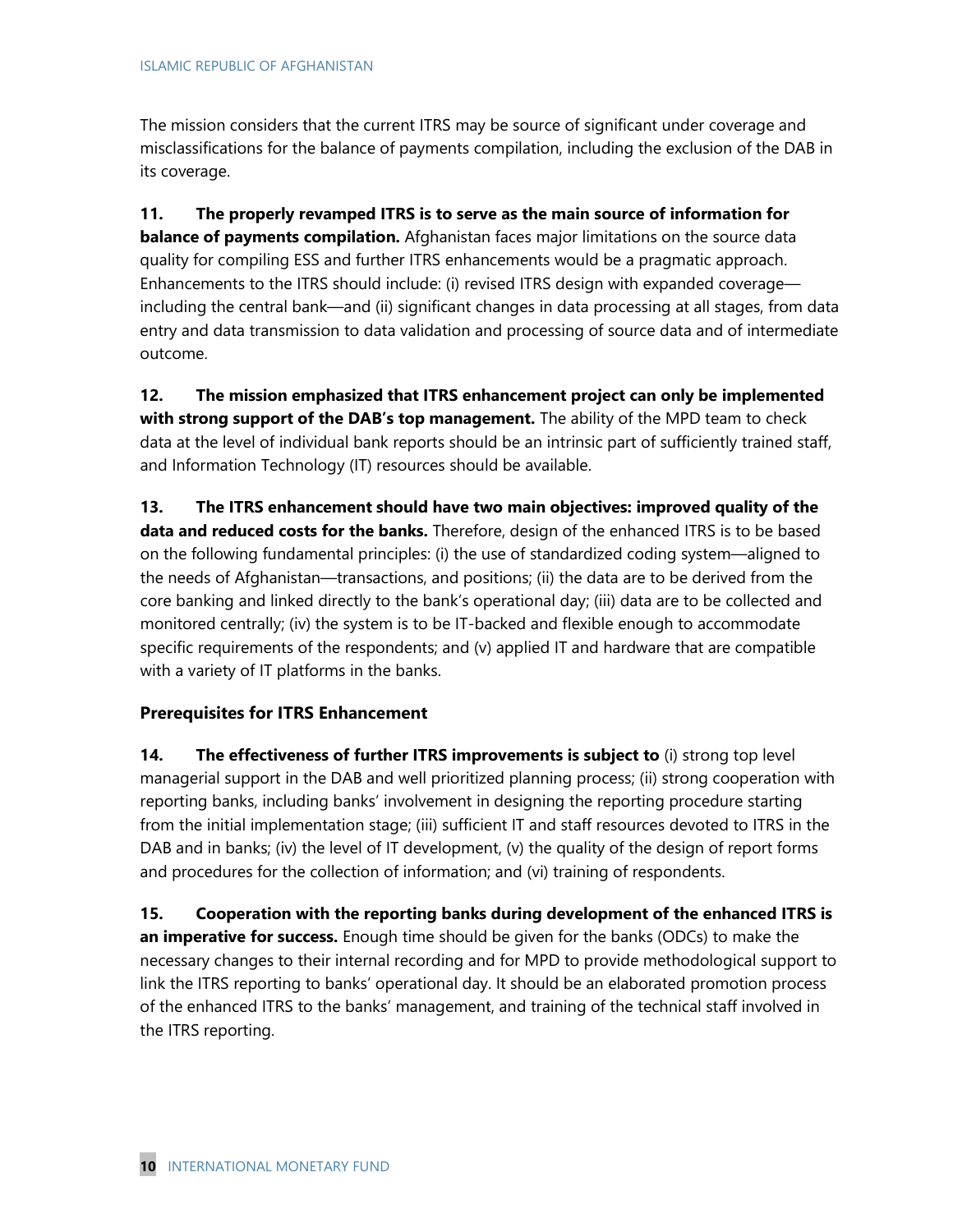The mission considers that the current ITRS may be source of significant under coverage and misclassifications for the balance of payments compilation, including the exclusion of the DAB in its coverage.

**11. The properly revamped ITRS is to serve as the main source of information for balance of payments compilation.** Afghanistan faces major limitations on the source data quality for compiling ESS and further ITRS enhancements would be a pragmatic approach. Enhancements to the ITRS should include: (i) revised ITRS design with expanded coverage—including the central bank—and (ii) significant changes in data processing at all stages, from data entry and data transmission to data validation and processing of source data and of intermediate outcome.

**12. The mission emphasized that ITRS enhancement project can only be implemented with strong support of the DAB's top management.** The ability of the MPD team to check data at the level of individual bank reports should be an intrinsic part of sufficiently trained staff, and Information Technology (IT) resources should be available.

**13. The ITRS enhancement should have two main objectives: improved quality of the data and reduced costs for the banks.** Therefore, design of the enhanced ITRS is to be based on the following fundamental principles: (i) the use of standardized coding system—aligned to the needs of Afghanistan—transactions, and positions; (ii) the data are to be derived from the core banking and linked directly to the bank's operational day; (iii) data are to be collected and monitored centrally; (iv) the system is to be IT-backed and flexible enough to accommodate specific requirements of the respondents; and (v) applied IT and hardware that are compatible with a variety of IT platforms in the banks.

### Prerequisites for ITRS Enhancement

**14. The effectiveness of further ITRS improvements is subject to** (i) strong top level managerial support in the DAB and well prioritized planning process; (ii) strong cooperation with reporting banks, including banks' involvement in designing the reporting procedure starting from the initial implementation stage; (iii) sufficient IT and staff resources devoted to ITRS in the DAB and in banks; (iv) the level of IT development, (v) the quality of the design of report forms and procedures for the collection of information; and (vi) training of respondents.

**15. Cooperation with the reporting banks during development of the enhanced ITRS is an imperative for success.** Enough time should be given for the banks (ODCs) to make the necessary changes to their internal recording and for MPD to provide methodological support to link the ITRS reporting to banks' operational day. It should be an elaborated promotion process of the enhanced ITRS to the banks' management, and training of the technical staff involved in the ITRS reporting.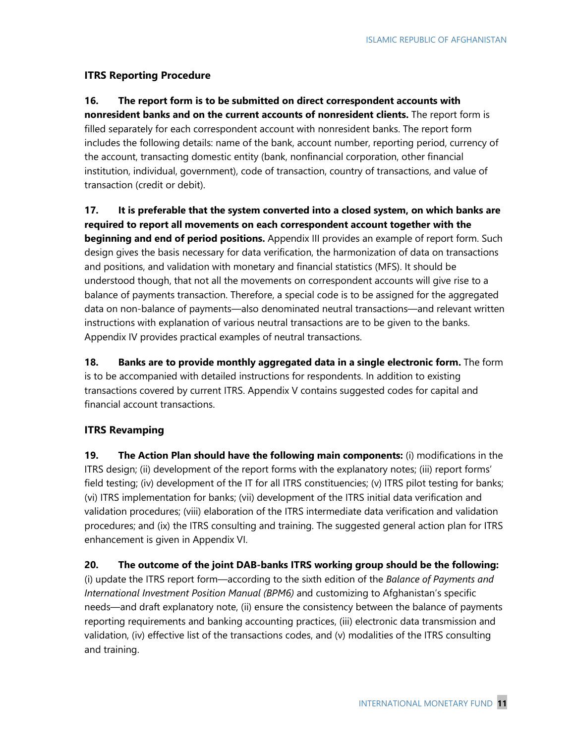### ITRS Reporting Procedure

**16. The report form is to be submitted on direct correspondent accounts with nonresident banks and on the current accounts of nonresident clients.** The report form is filled separately for each correspondent account with nonresident banks. The report form includes the following details: name of the bank, account number, reporting period, currency of the account, transacting domestic entity (bank, nonfinancial corporation, other financial institution, individual, government), code of transaction, country of transactions, and value of transaction (credit or debit).

**17. It is preferable that the system converted into a closed system, on which banks are required to report all movements on each correspondent account together with the beginning and end of period positions.** Appendix III provides an example of report form. Such design gives the basis necessary for data verification, the harmonization of data on transactions and positions, and validation with monetary and financial statistics (MFS). It should be understood though, that not all the movements on correspondent accounts will give rise to a balance of payments transaction. Therefore, a special code is to be assigned for the aggregated data on non-balance of payments—also denominated neutral transactions—and relevant written instructions with explanation of various neutral transactions are to be given to the banks. Appendix IV provides practical examples of neutral transactions.

**18. Banks are to provide monthly aggregated data in a single electronic form.** The form is to be accompanied with detailed instructions for respondents. In addition to existing transactions covered by current ITRS. Appendix V contains suggested codes for capital and financial account transactions.

### ITRS Revamping

**19. The Action Plan should have the following main components:** (i) modifications in the ITRS design; (ii) development of the report forms with the explanatory notes; (iii) report forms' field testing; (iv) development of the IT for all ITRS constituencies; (v) ITRS pilot testing for banks; (vi) ITRS implementation for banks; (vii) development of the ITRS initial data verification and validation procedures; (viii) elaboration of the ITRS intermediate data verification and validation procedures; and (ix) the ITRS consulting and training. The suggested general action plan for ITRS enhancement is given in Appendix VI.

**20. The outcome of the joint DAB-banks ITRS working group should be the following:** (i) update the ITRS report form—according to the sixth edition of the *Balance of Payments and International Investment Position Manual (BPM6)* and customizing to Afghanistan's specific needs—and draft explanatory note, (ii) ensure the consistency between the balance of payments reporting requirements and banking accounting practices, (iii) electronic data transmission and validation, (iv) effective list of the transactions codes, and (v) modalities of the ITRS consulting and training.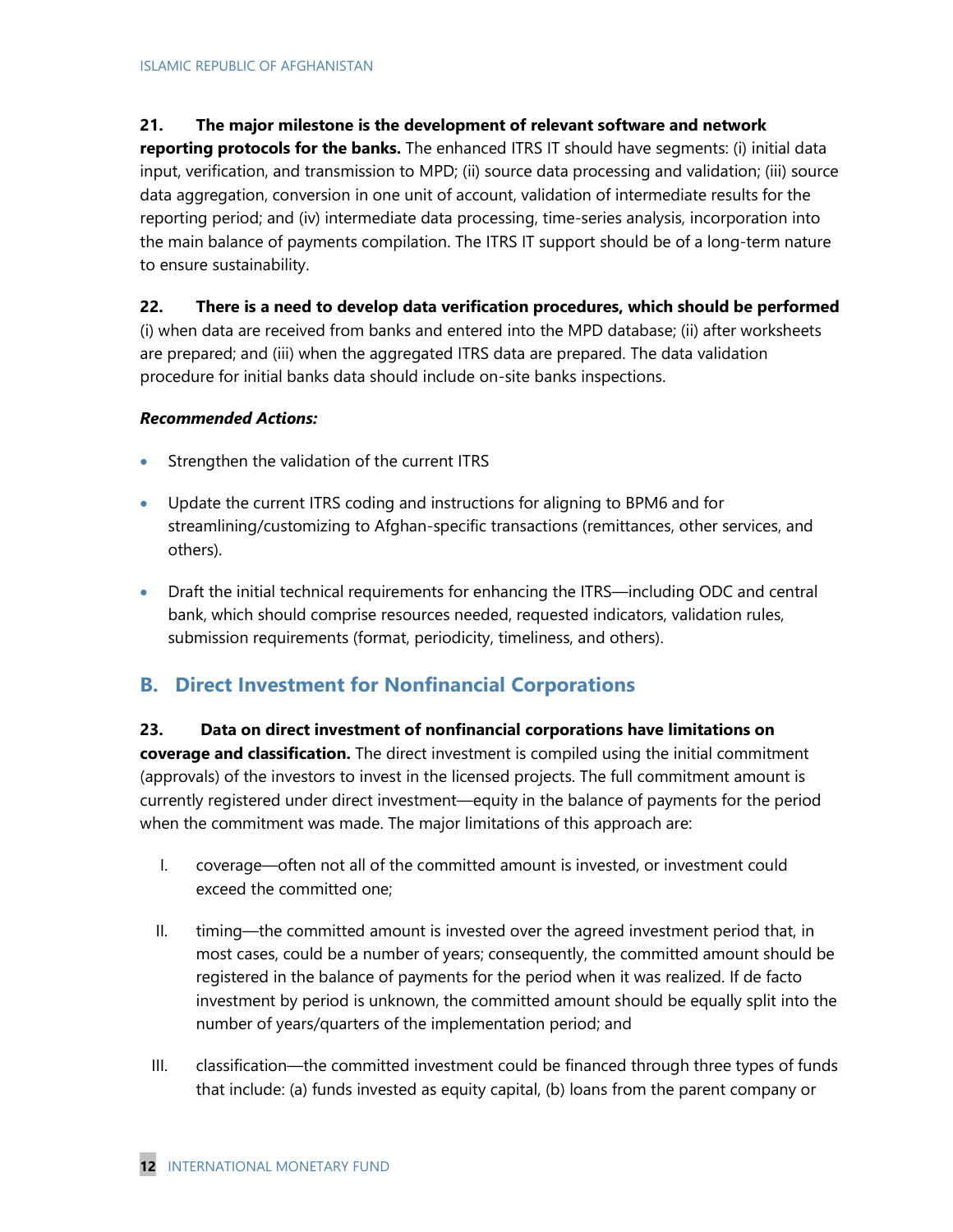**21. The major milestone is the development of relevant software and network reporting protocols for the banks.** The enhanced ITRS IT should have segments: (i) initial data input, verification, and transmission to MPD; (ii) source data processing and validation; (iii) source data aggregation, conversion in one unit of account, validation of intermediate results for the reporting period; and (iv) intermediate data processing, time-series analysis, incorporation into the main balance of payments compilation. The ITRS IT support should be of a long-term nature to ensure sustainability.

**22. There is a need to develop data verification procedures, which should be performed** (i) when data are received from banks and entered into the MPD database; (ii) after worksheets are prepared; and (iii) when the aggregated ITRS data are prepared. The data validation procedure for initial banks data should include on-site banks inspections.

***Recommended Actions:***

- Strengthen the validation of the current ITRS
- Update the current ITRS coding and instructions for aligning to BPM6 and for streamlining/customizing to Afghan-specific transactions (remittances, other services, and others).
- Draft the initial technical requirements for enhancing the ITRS—including ODC and central bank, which should comprise resources needed, requested indicators, validation rules, submission requirements (format, periodicity, timeliness, and others).

## B. Direct Investment for Nonfinancial Corporations

**23. Data on direct investment of nonfinancial corporations have limitations on coverage and classification.** The direct investment is compiled using the initial commitment (approvals) of the investors to invest in the licensed projects. The full commitment amount is currently registered under direct investment—equity in the balance of payments for the period when the commitment was made. The major limitations of this approach are:

I. coverage—often not all of the committed amount is invested, or investment could exceed the committed one;

II. timing—the committed amount is invested over the agreed investment period that, in most cases, could be a number of years; consequently, the committed amount should be registered in the balance of payments for the period when it was realized. If de facto investment by period is unknown, the committed amount should be equally split into the number of years/quarters of the implementation period; and

III. classification—the committed investment could be financed through three types of funds that include: (a) funds invested as equity capital, (b) loans from the parent company or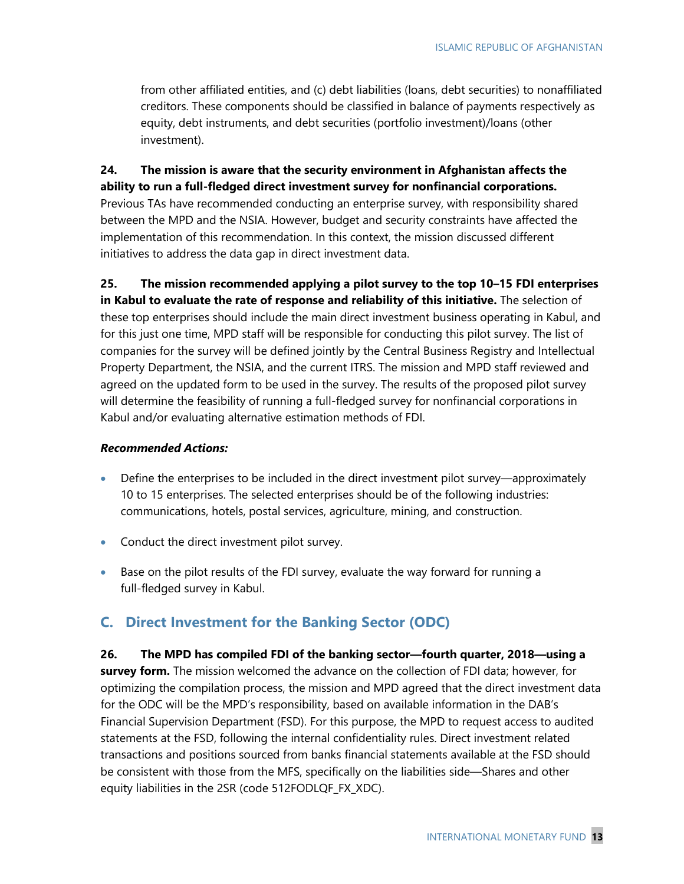from other affiliated entities, and (c) debt liabilities (loans, debt securities) to nonaffiliated creditors. These components should be classified in balance of payments respectively as equity, debt instruments, and debt securities (portfolio investment)/loans (other investment).

**24. The mission is aware that the security environment in Afghanistan affects the ability to run a full-fledged direct investment survey for nonfinancial corporations.** Previous TAs have recommended conducting an enterprise survey, with responsibility shared between the MPD and the NSIA. However, budget and security constraints have affected the implementation of this recommendation. In this context, the mission discussed different initiatives to address the data gap in direct investment data.

**25. The mission recommended applying a pilot survey to the top 10–15 FDI enterprises in Kabul to evaluate the rate of response and reliability of this initiative.** The selection of these top enterprises should include the main direct investment business operating in Kabul, and for this just one time, MPD staff will be responsible for conducting this pilot survey. The list of companies for the survey will be defined jointly by the Central Business Registry and Intellectual Property Department, the NSIA, and the current ITRS. The mission and MPD staff reviewed and agreed on the updated form to be used in the survey. The results of the proposed pilot survey will determine the feasibility of running a full-fledged survey for nonfinancial corporations in Kabul and/or evaluating alternative estimation methods of FDI.

***Recommended Actions:***

- Define the enterprises to be included in the direct investment pilot survey—approximately 10 to 15 enterprises. The selected enterprises should be of the following industries: communications, hotels, postal services, agriculture, mining, and construction.
- Conduct the direct investment pilot survey.
- Base on the pilot results of the FDI survey, evaluate the way forward for running a full-fledged survey in Kabul.

## C. Direct Investment for the Banking Sector (ODC)

**26. The MPD has compiled FDI of the banking sector—fourth quarter, 2018—using a survey form.** The mission welcomed the advance on the collection of FDI data; however, for optimizing the compilation process, the mission and MPD agreed that the direct investment data for the ODC will be the MPD's responsibility, based on available information in the DAB's Financial Supervision Department (FSD). For this purpose, the MPD to request access to audited statements at the FSD, following the internal confidentiality rules. Direct investment related transactions and positions sourced from banks financial statements available at the FSD should be consistent with those from the MFS, specifically on the liabilities side—Shares and other equity liabilities in the 2SR (code 512FODLQF_FX_XDC).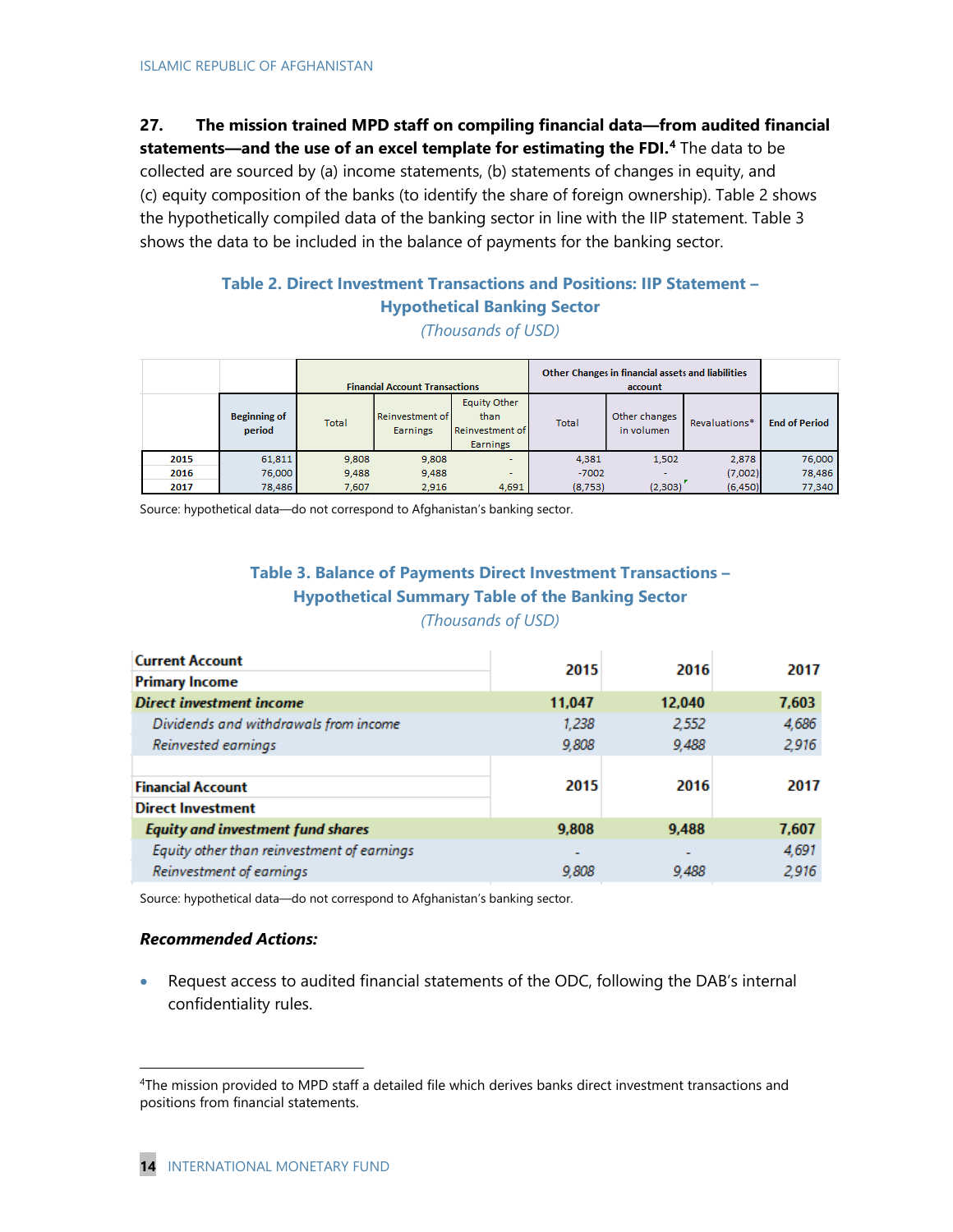**27. The mission trained MPD staff on compiling financial data—from audited financial statements—and the use of an excel template for estimating the FDI.**[4] The data to be collected are sourced by (a) income statements, (b) statements of changes in equity, and (c) equity composition of the banks (to identify the share of foreign ownership). Table 2 shows the hypothetically compiled data of the banking sector in line with the IIP statement. Table 3 shows the data to be included in the balance of payments for the banking sector.

### Table 2. Direct Investment Transactions and Positions: IIP Statement – Hypothetical Banking Sector

*(Thousands of USD)*

| | | Financial Account Transactions | | | Other Changes in financial assets and liabilities account | | | |
|---|---|---|---|---|---|---|---|---|
| | Beginning of period | Total | Reinvestment of Earnings | Equity Other than Reinvestment of Earnings | Total | Other changes in volumen | Revaluations* | End of Period |
| 2015 | 61,811 | 9,808 | 9,808 | - | 4,381 | 1,502 | 2,878 | 76,000 |
| 2016 | 76,000 | 9,488 | 9,488 | - | -7002 | - | (7,002) | 78,486 |
| 2017 | 78,486 | 7,607 | 2,916 | 4,691 | (8,753) | (2,303) | (6,450) | 77,340 |

Source: hypothetical data—do not correspond to Afghanistan's banking sector.

### Table 3. Balance of Payments Direct Investment Transactions – Hypothetical Summary Table of the Banking Sector

*(Thousands of USD)*

| Current Account / Primary Income | 2015 | 2016 | 2017 |
|---|---|---|---|
| ***Direct investment income*** | **11,047** | **12,040** | **7,603** |
| *Dividends and withdrawals from income* | *1,238* | *2,552* | *4,686* |
| *Reinvested earnings* | *9,808* | *9,488* | *2,916* |
| | | | |
| **Financial Account / Direct Investment** | **2015** | **2016** | **2017** |
| ***Equity and investment fund shares*** | **9,808** | **9,488** | **7,607** |
| *Equity other than reinvestment of earnings* | - | - | *4,691* |
| *Reinvestment of earnings* | *9,808* | *9,488* | *2,916* |

Source: hypothetical data—do not correspond to Afghanistan's banking sector.

***Recommended Actions:***

- Request access to audited financial statements of the ODC, following the DAB's internal confidentiality rules.

[4] The mission provided to MPD staff a detailed file which derives banks direct investment transactions and positions from financial statements.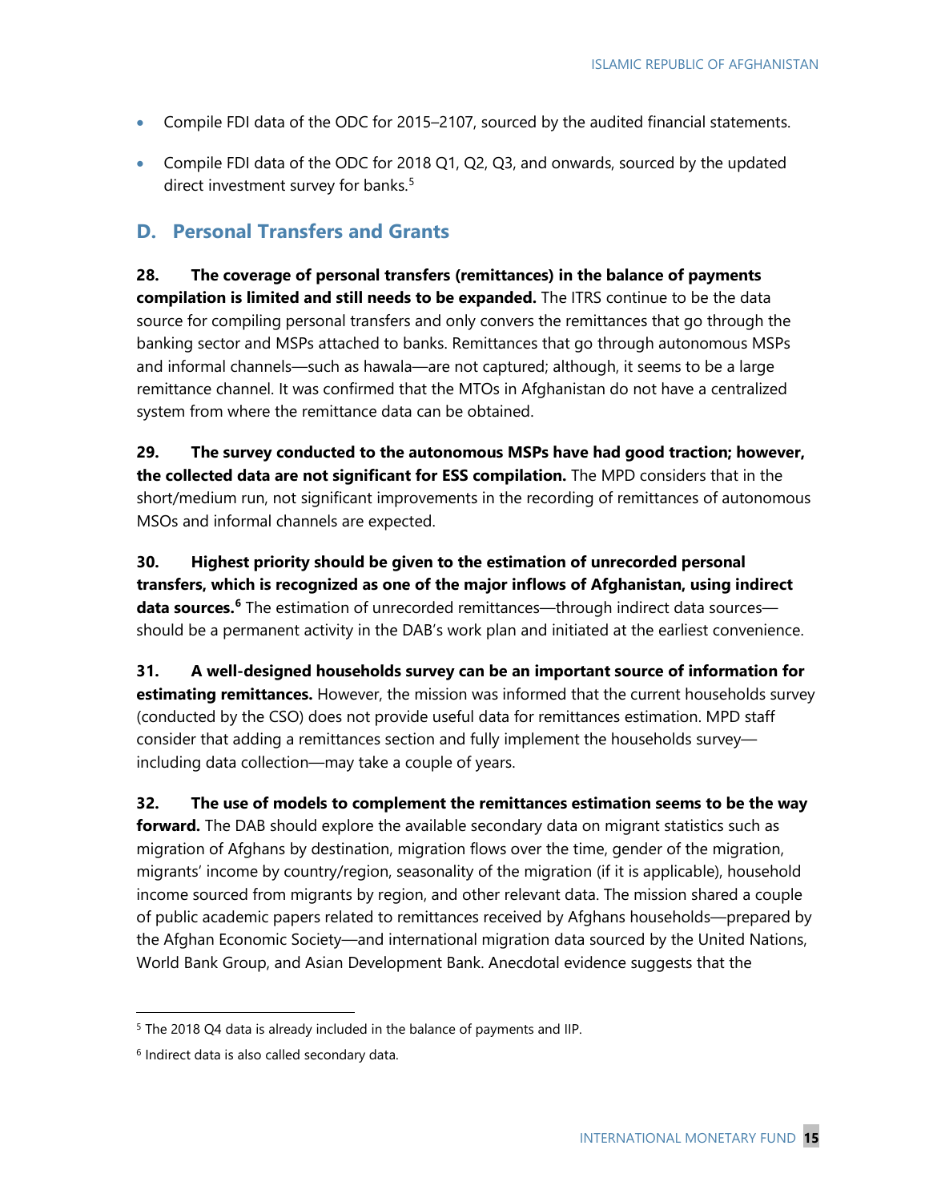- Compile FDI data of the ODC for 2015–2107, sourced by the audited financial statements.
- Compile FDI data of the ODC for 2018 Q1, Q2, Q3, and onwards, sourced by the updated direct investment survey for banks.[5]

## D. Personal Transfers and Grants

**28. The coverage of personal transfers (remittances) in the balance of payments compilation is limited and still needs to be expanded.** The ITRS continue to be the data source for compiling personal transfers and only convers the remittances that go through the banking sector and MSPs attached to banks. Remittances that go through autonomous MSPs and informal channels—such as hawala—are not captured; although, it seems to be a large remittance channel. It was confirmed that the MTOs in Afghanistan do not have a centralized system from where the remittance data can be obtained.

**29. The survey conducted to the autonomous MSPs have had good traction; however, the collected data are not significant for ESS compilation.** The MPD considers that in the short/medium run, not significant improvements in the recording of remittances of autonomous MSOs and informal channels are expected.

**30. Highest priority should be given to the estimation of unrecorded personal transfers, which is recognized as one of the major inflows of Afghanistan, using indirect data sources.[6]** The estimation of unrecorded remittances—through indirect data sources—should be a permanent activity in the DAB's work plan and initiated at the earliest convenience.

**31. A well-designed households survey can be an important source of information for estimating remittances.** However, the mission was informed that the current households survey (conducted by the CSO) does not provide useful data for remittances estimation. MPD staff consider that adding a remittances section and fully implement the households survey—including data collection—may take a couple of years.

**32. The use of models to complement the remittances estimation seems to be the way forward.** The DAB should explore the available secondary data on migrant statistics such as migration of Afghans by destination, migration flows over the time, gender of the migration, migrants' income by country/region, seasonality of the migration (if it is applicable), household income sourced from migrants by region, and other relevant data. The mission shared a couple of public academic papers related to remittances received by Afghans households—prepared by the Afghan Economic Society—and international migration data sourced by the United Nations, World Bank Group, and Asian Development Bank. Anecdotal evidence suggests that the

---

[5] The 2018 Q4 data is already included in the balance of payments and IIP.

[6] Indirect data is also called secondary data.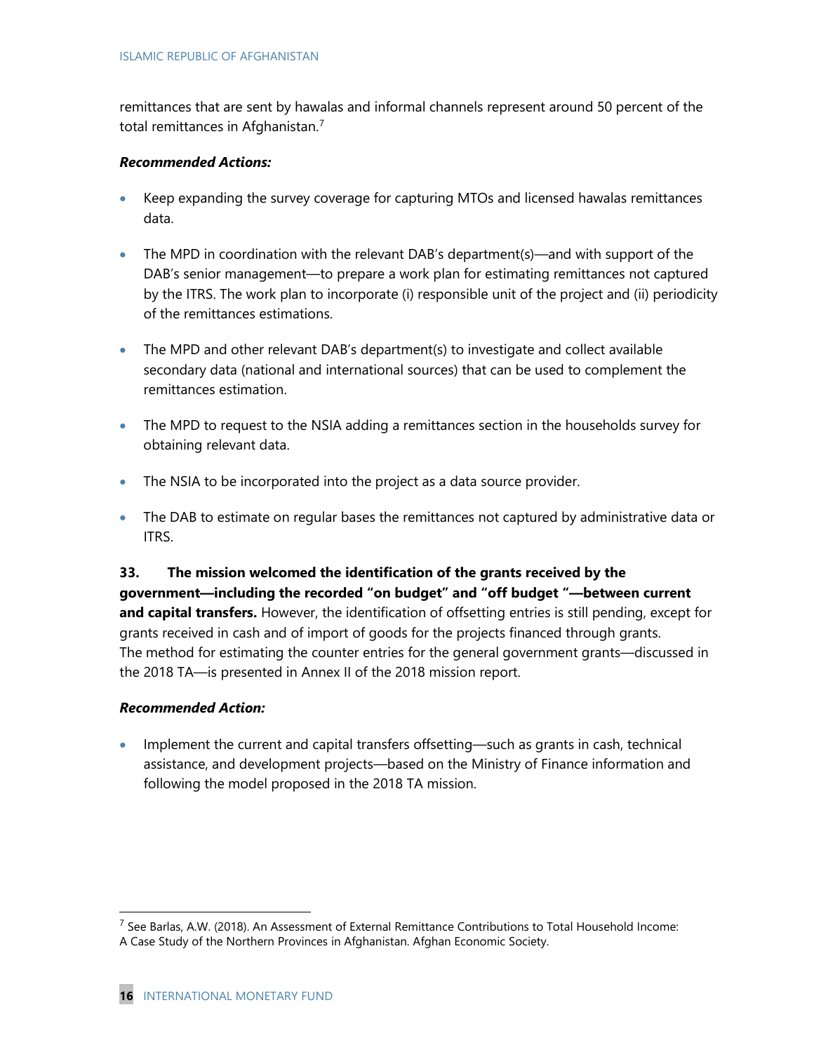remittances that are sent by hawalas and informal channels represent around 50 percent of the total remittances in Afghanistan.[7]

***Recommended Actions:***

- Keep expanding the survey coverage for capturing MTOs and licensed hawalas remittances data.
- The MPD in coordination with the relevant DAB's department(s)—and with support of the DAB's senior management—to prepare a work plan for estimating remittances not captured by the ITRS. The work plan to incorporate (i) responsible unit of the project and (ii) periodicity of the remittances estimations.
- The MPD and other relevant DAB's department(s) to investigate and collect available secondary data (national and international sources) that can be used to complement the remittances estimation.
- The MPD to request to the NSIA adding a remittances section in the households survey for obtaining relevant data.
- The NSIA to be incorporated into the project as a data source provider.
- The DAB to estimate on regular bases the remittances not captured by administrative data or ITRS.

**33. The mission welcomed the identification of the grants received by the government—including the recorded "on budget" and "off budget "—between current and capital transfers.** However, the identification of offsetting entries is still pending, except for grants received in cash and of import of goods for the projects financed through grants. The method for estimating the counter entries for the general government grants—discussed in the 2018 TA—is presented in Annex II of the 2018 mission report.

***Recommended Action:***

- Implement the current and capital transfers offsetting—such as grants in cash, technical assistance, and development projects—based on the Ministry of Finance information and following the model proposed in the 2018 TA mission.

[7] See Barlas, A.W. (2018). An Assessment of External Remittance Contributions to Total Household Income: A Case Study of the Northern Provinces in Afghanistan. Afghan Economic Society.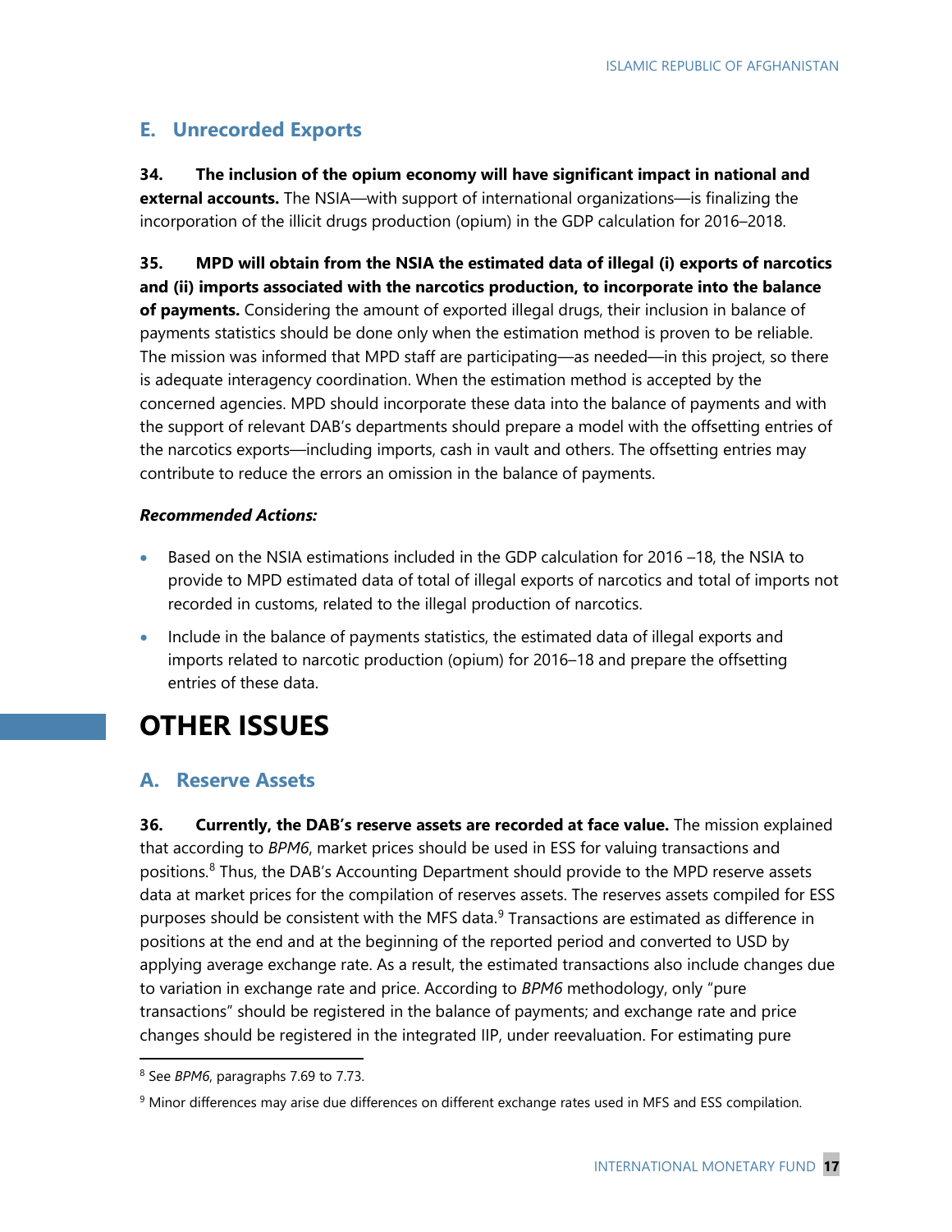## E. Unrecorded Exports

**34. The inclusion of the opium economy will have significant impact in national and external accounts.** The NSIA—with support of international organizations—is finalizing the incorporation of the illicit drugs production (opium) in the GDP calculation for 2016–2018.

**35. MPD will obtain from the NSIA the estimated data of illegal (i) exports of narcotics and (ii) imports associated with the narcotics production, to incorporate into the balance of payments.** Considering the amount of exported illegal drugs, their inclusion in balance of payments statistics should be done only when the estimation method is proven to be reliable. The mission was informed that MPD staff are participating—as needed—in this project, so there is adequate interagency coordination. When the estimation method is accepted by the concerned agencies. MPD should incorporate these data into the balance of payments and with the support of relevant DAB's departments should prepare a model with the offsetting entries of the narcotics exports—including imports, cash in vault and others. The offsetting entries may contribute to reduce the errors an omission in the balance of payments.

***Recommended Actions:***

- Based on the NSIA estimations included in the GDP calculation for 2016 –18, the NSIA to provide to MPD estimated data of total of illegal exports of narcotics and total of imports not recorded in customs, related to the illegal production of narcotics.
- Include in the balance of payments statistics, the estimated data of illegal exports and imports related to narcotic production (opium) for 2016–18 and prepare the offsetting entries of these data.

# OTHER ISSUES

## A. Reserve Assets

**36. Currently, the DAB's reserve assets are recorded at face value.** The mission explained that according to *BPM6*, market prices should be used in ESS for valuing transactions and positions.[8] Thus, the DAB's Accounting Department should provide to the MPD reserve assets data at market prices for the compilation of reserves assets. The reserves assets compiled for ESS purposes should be consistent with the MFS data.[9] Transactions are estimated as difference in positions at the end and at the beginning of the reported period and converted to USD by applying average exchange rate. As a result, the estimated transactions also include changes due to variation in exchange rate and price. According to *BPM6* methodology, only "pure transactions" should be registered in the balance of payments; and exchange rate and price changes should be registered in the integrated IIP, under reevaluation. For estimating pure

[8] See *BPM6*, paragraphs 7.69 to 7.73.

[9] Minor differences may arise due differences on different exchange rates used in MFS and ESS compilation.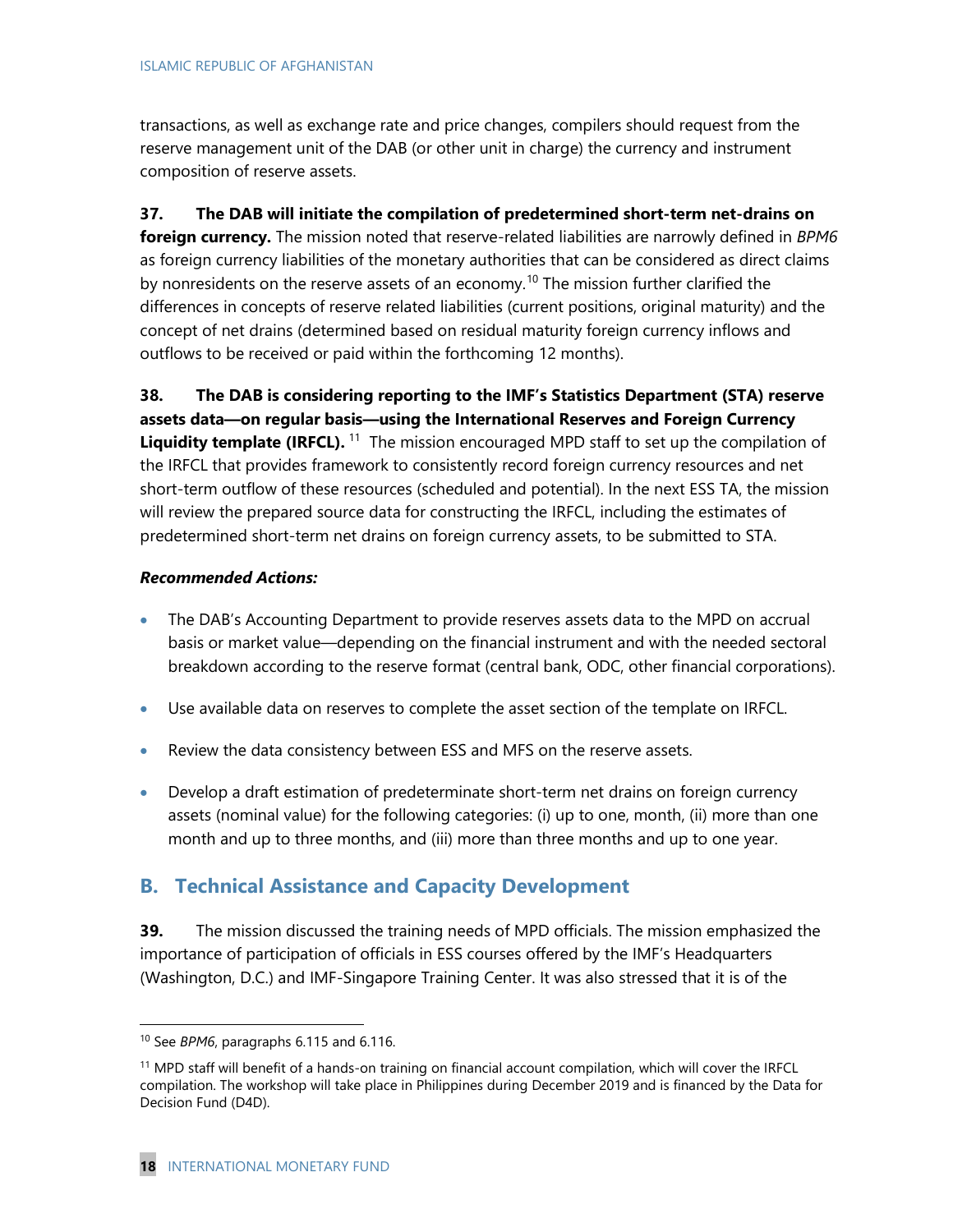transactions, as well as exchange rate and price changes, compilers should request from the reserve management unit of the DAB (or other unit in charge) the currency and instrument composition of reserve assets.

**37. The DAB will initiate the compilation of predetermined short-term net-drains on foreign currency.** The mission noted that reserve-related liabilities are narrowly defined in *BPM6* as foreign currency liabilities of the monetary authorities that can be considered as direct claims by nonresidents on the reserve assets of an economy.[10] The mission further clarified the differences in concepts of reserve related liabilities (current positions, original maturity) and the concept of net drains (determined based on residual maturity foreign currency inflows and outflows to be received or paid within the forthcoming 12 months).

**38. The DAB is considering reporting to the IMF's Statistics Department (STA) reserve assets data—on regular basis—using the International Reserves and Foreign Currency Liquidity template (IRFCL).** [11] The mission encouraged MPD staff to set up the compilation of the IRFCL that provides framework to consistently record foreign currency resources and net short-term outflow of these resources (scheduled and potential). In the next ESS TA, the mission will review the prepared source data for constructing the IRFCL, including the estimates of predetermined short-term net drains on foreign currency assets, to be submitted to STA.

***Recommended Actions:***

- The DAB's Accounting Department to provide reserves assets data to the MPD on accrual basis or market value—depending on the financial instrument and with the needed sectoral breakdown according to the reserve format (central bank, ODC, other financial corporations).
- Use available data on reserves to complete the asset section of the template on IRFCL.
- Review the data consistency between ESS and MFS on the reserve assets.
- Develop a draft estimation of predeterminate short-term net drains on foreign currency assets (nominal value) for the following categories: (i) up to one, month, (ii) more than one month and up to three months, and (iii) more than three months and up to one year.

## B. Technical Assistance and Capacity Development

**39.** The mission discussed the training needs of MPD officials. The mission emphasized the importance of participation of officials in ESS courses offered by the IMF's Headquarters (Washington, D.C.) and IMF-Singapore Training Center. It was also stressed that it is of the

---

[10] See *BPM6*, paragraphs 6.115 and 6.116.

[11] MPD staff will benefit of a hands-on training on financial account compilation, which will cover the IRFCL compilation. The workshop will take place in Philippines during December 2019 and is financed by the Data for Decision Fund (D4D).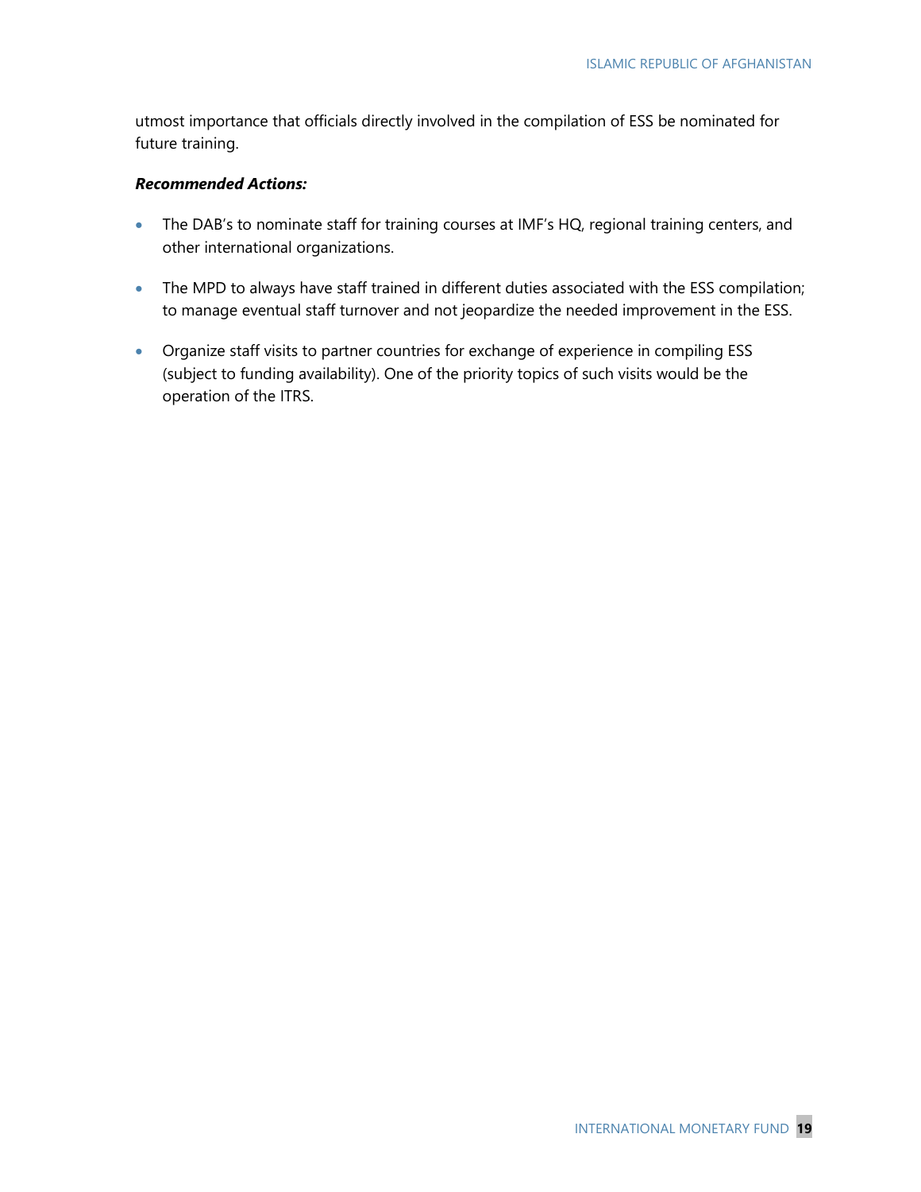utmost importance that officials directly involved in the compilation of ESS be nominated for future training.

***Recommended Actions:***

- The DAB's to nominate staff for training courses at IMF's HQ, regional training centers, and other international organizations.
- The MPD to always have staff trained in different duties associated with the ESS compilation; to manage eventual staff turnover and not jeopardize the needed improvement in the ESS.
- Organize staff visits to partner countries for exchange of experience in compiling ESS (subject to funding availability). One of the priority topics of such visits would be the operation of the ITRS.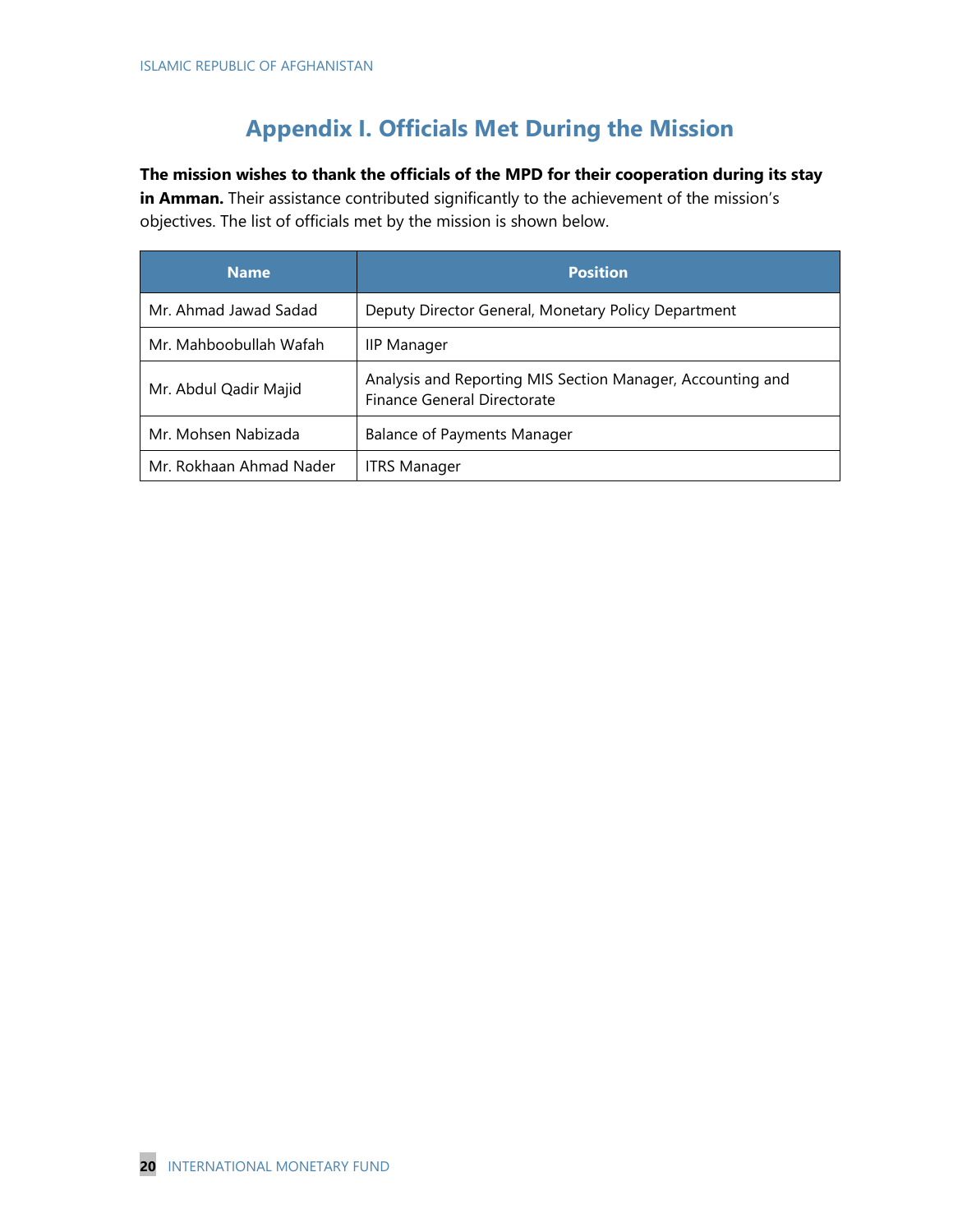# Appendix I. Officials Met During the Mission

**The mission wishes to thank the officials of the MPD for their cooperation during its stay in Amman.** Their assistance contributed significantly to the achievement of the mission's objectives. The list of officials met by the mission is shown below.

| Name | Position |
|---|---|
| Mr. Ahmad Jawad Sadad | Deputy Director General, Monetary Policy Department |
| Mr. Mahboobullah Wafah | IIP Manager |
| Mr. Abdul Qadir Majid | Analysis and Reporting MIS Section Manager, Accounting and Finance General Directorate |
| Mr. Mohsen Nabizada | Balance of Payments Manager |
| Mr. Rokhaan Ahmad Nader | ITRS Manager |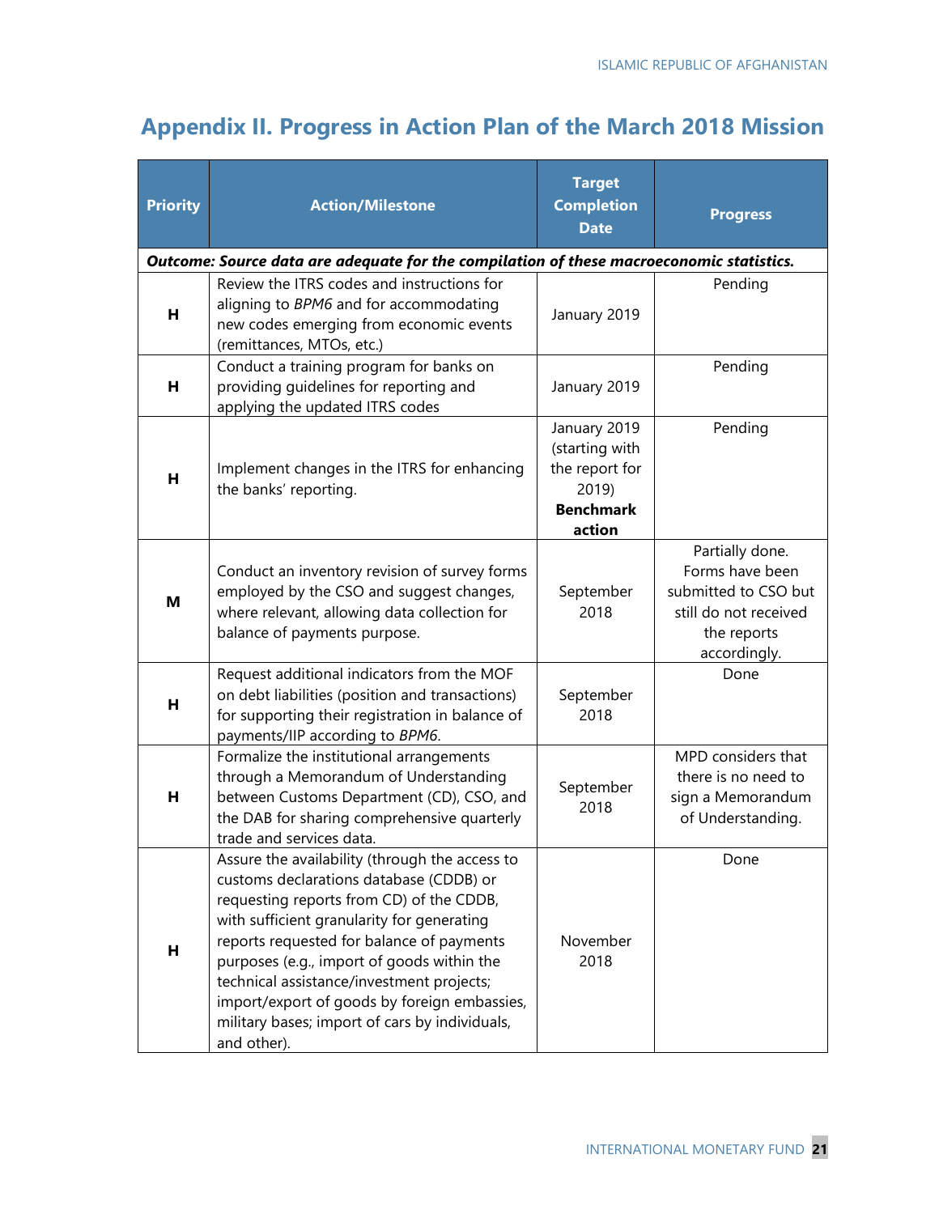## Appendix II. Progress in Action Plan of the March 2018 Mission

| Priority | Action/Milestone | Target Completion Date | Progress |
|---|---|---|---|
| ***Outcome: Source data are adequate for the compilation of these macroeconomic statistics.*** | | | |
| **H** | Review the ITRS codes and instructions for aligning to *BPM6* and for accommodating new codes emerging from economic events (remittances, MTOs, etc.) | January 2019 | Pending |
| **H** | Conduct a training program for banks on providing guidelines for reporting and applying the updated ITRS codes | January 2019 | Pending |
| **H** | Implement changes in the ITRS for enhancing the banks' reporting. | January 2019 (starting with the report for 2019) **Benchmark action** | Pending |
| **M** | Conduct an inventory revision of survey forms employed by the CSO and suggest changes, where relevant, allowing data collection for balance of payments purpose. | September 2018 | Partially done. Forms have been submitted to CSO but still do not received the reports accordingly. |
| **H** | Request additional indicators from the MOF on debt liabilities (position and transactions) for supporting their registration in balance of payments/IIP according to *BPM6*. | September 2018 | Done |
| **H** | Formalize the institutional arrangements through a Memorandum of Understanding between Customs Department (CD), CSO, and the DAB for sharing comprehensive quarterly trade and services data. | September 2018 | MPD considers that there is no need to sign a Memorandum of Understanding. |
| **H** | Assure the availability (through the access to customs declarations database (CDDB) or requesting reports from CD) of the CDDB, with sufficient granularity for generating reports requested for balance of payments purposes (e.g., import of goods within the technical assistance/investment projects; import/export of goods by foreign embassies, military bases; import of cars by individuals, and other). | November 2018 | Done |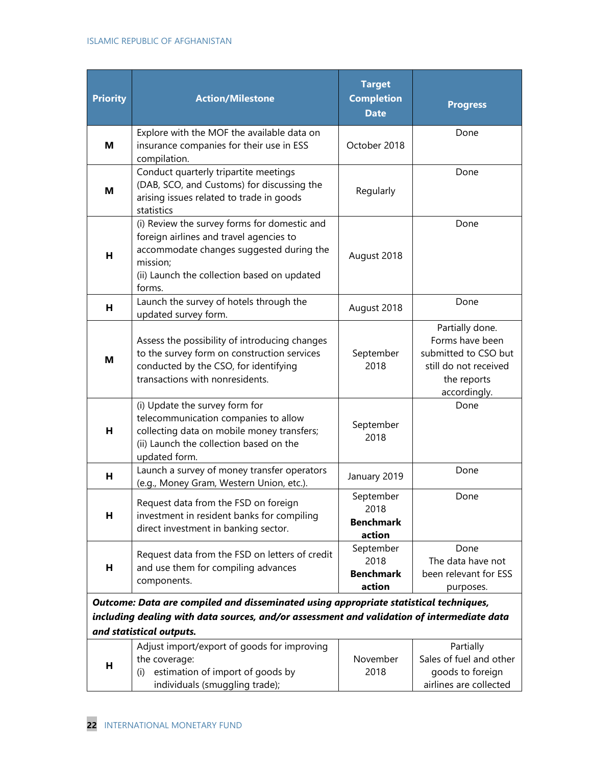| Priority | Action/Milestone | Target Completion Date | Progress |
|---|---|---|---|
| **M** | Explore with the MOF the available data on insurance companies for their use in ESS compilation. | October 2018 | Done |
| **M** | Conduct quarterly tripartite meetings (DAB, SCO, and Customs) for discussing the arising issues related to trade in goods statistics | Regularly | Done |
| **H** | (i) Review the survey forms for domestic and foreign airlines and travel agencies to accommodate changes suggested during the mission; (ii) Launch the collection based on updated forms. | August 2018 | Done |
| **H** | Launch the survey of hotels through the updated survey form. | August 2018 | Done |
| **M** | Assess the possibility of introducing changes to the survey form on construction services conducted by the CSO, for identifying transactions with nonresidents. | September 2018 | Partially done. Forms have been submitted to CSO but still do not received the reports accordingly. |
| **H** | (i) Update the survey form for telecommunication companies to allow collecting data on mobile money transfers; (ii) Launch the collection based on the updated form. | September 2018 | Done |
| **H** | Launch a survey of money transfer operators (e.g., Money Gram, Western Union, etc.). | January 2019 | Done |
| **H** | Request data from the FSD on foreign investment in resident banks for compiling direct investment in banking sector. | September 2018 **Benchmark action** | Done |
| **H** | Request data from the FSD on letters of credit and use them for compiling advances components. | September 2018 **Benchmark action** | Done The data have not been relevant for ESS purposes. |
| ***Outcome: Data are compiled and disseminated using appropriate statistical techniques, including dealing with data sources, and/or assessment and validation of intermediate data and statistical outputs.*** | | | |
| **H** | Adjust import/export of goods for improving the coverage: (i) estimation of import of goods by individuals (smuggling trade); | November 2018 | Partially Sales of fuel and other goods to foreign airlines are collected |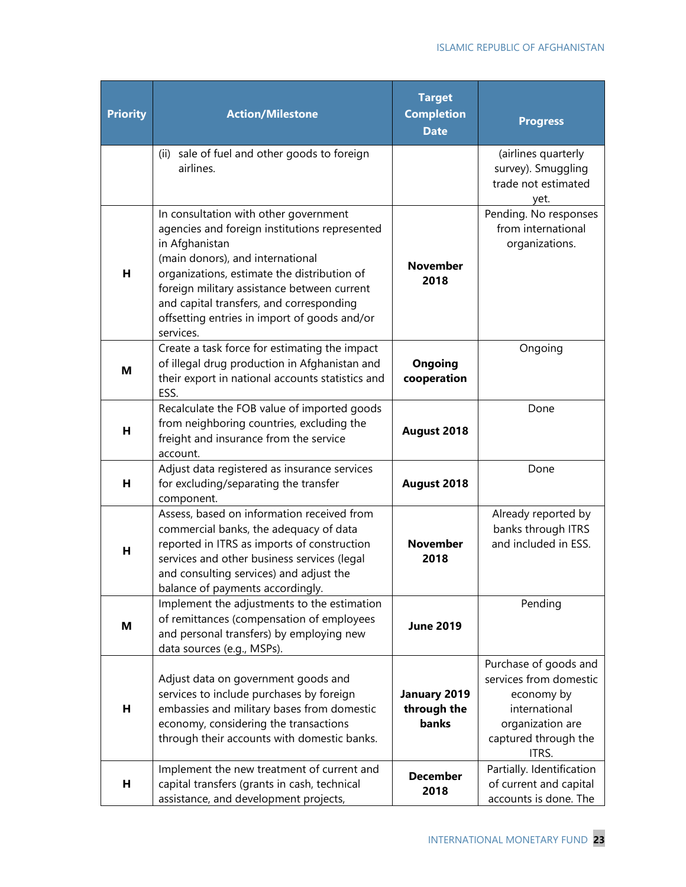| Priority | Action/Milestone | Target Completion Date | Progress |
|---|---|---|---|
| | (ii) sale of fuel and other goods to foreign airlines. | | (airlines quarterly survey). Smuggling trade not estimated yet. |
| H | In consultation with other government agencies and foreign institutions represented in Afghanistan (main donors), and international organizations, estimate the distribution of foreign military assistance between current and capital transfers, and corresponding offsetting entries in import of goods and/or services. | **November 2018** | Pending. No responses from international organizations. |
| M | Create a task force for estimating the impact of illegal drug production in Afghanistan and their export in national accounts statistics and ESS. | **Ongoing cooperation** | Ongoing |
| H | Recalculate the FOB value of imported goods from neighboring countries, excluding the freight and insurance from the service account. | **August 2018** | Done |
| H | Adjust data registered as insurance services for excluding/separating the transfer component. | **August 2018** | Done |
| H | Assess, based on information received from commercial banks, the adequacy of data reported in ITRS as imports of construction services and other business services (legal and consulting services) and adjust the balance of payments accordingly. | **November 2018** | Already reported by banks through ITRS and included in ESS. |
| M | Implement the adjustments to the estimation of remittances (compensation of employees and personal transfers) by employing new data sources (e.g., MSPs). | **June 2019** | Pending |
| H | Adjust data on government goods and services to include purchases by foreign embassies and military bases from domestic economy, considering the transactions through their accounts with domestic banks. | **January 2019 through the banks** | Purchase of goods and services from domestic economy by international organization are captured through the ITRS. |
| H | Implement the new treatment of current and capital transfers (grants in cash, technical assistance, and development projects, | **December 2018** | Partially. Identification of current and capital accounts is done. The |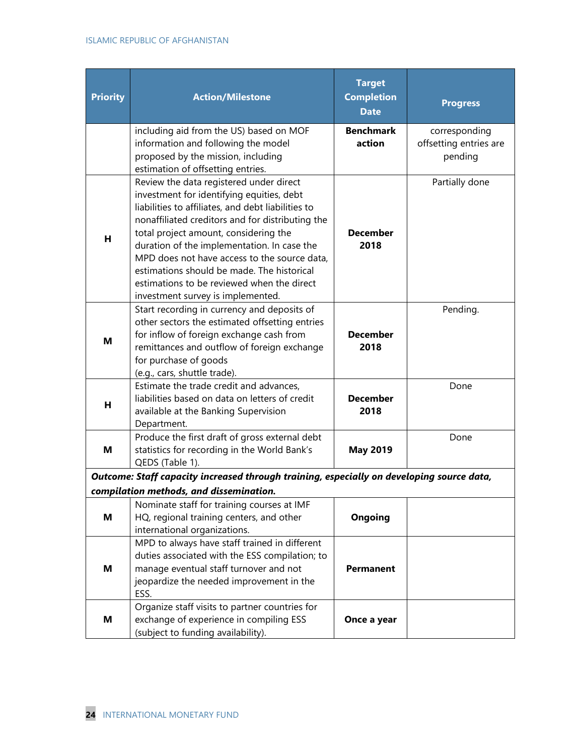| Priority | Action/Milestone | Target Completion Date | Progress |
|---|---|---|---|
| | including aid from the US) based on MOF information and following the model proposed by the mission, including estimation of offsetting entries. | **Benchmark action** | corresponding offsetting entries are pending |
| **H** | Review the data registered under direct investment for identifying equities, debt liabilities to affiliates, and debt liabilities to nonaffiliated creditors and for distributing the total project amount, considering the duration of the implementation. In case the MPD does not have access to the source data, estimations should be made. The historical estimations to be reviewed when the direct investment survey is implemented. | **December 2018** | Partially done |
| **M** | Start recording in currency and deposits of other sectors the estimated offsetting entries for inflow of foreign exchange cash from remittances and outflow of foreign exchange for purchase of goods (e.g., cars, shuttle trade). | **December 2018** | Pending. |
| **H** | Estimate the trade credit and advances, liabilities based on data on letters of credit available at the Banking Supervision Department. | **December 2018** | Done |
| **M** | Produce the first draft of gross external debt statistics for recording in the World Bank's QEDS (Table 1). | **May 2019** | Done |
| ***Outcome: Staff capacity increased through training, especially on developing source data, compilation methods, and dissemination.*** | | | |
| **M** | Nominate staff for training courses at IMF HQ, regional training centers, and other international organizations. | **Ongoing** | |
| **M** | MPD to always have staff trained in different duties associated with the ESS compilation; to manage eventual staff turnover and not jeopardize the needed improvement in the ESS. | **Permanent** | |
| **M** | Organize staff visits to partner countries for exchange of experience in compiling ESS (subject to funding availability). | **Once a year** | |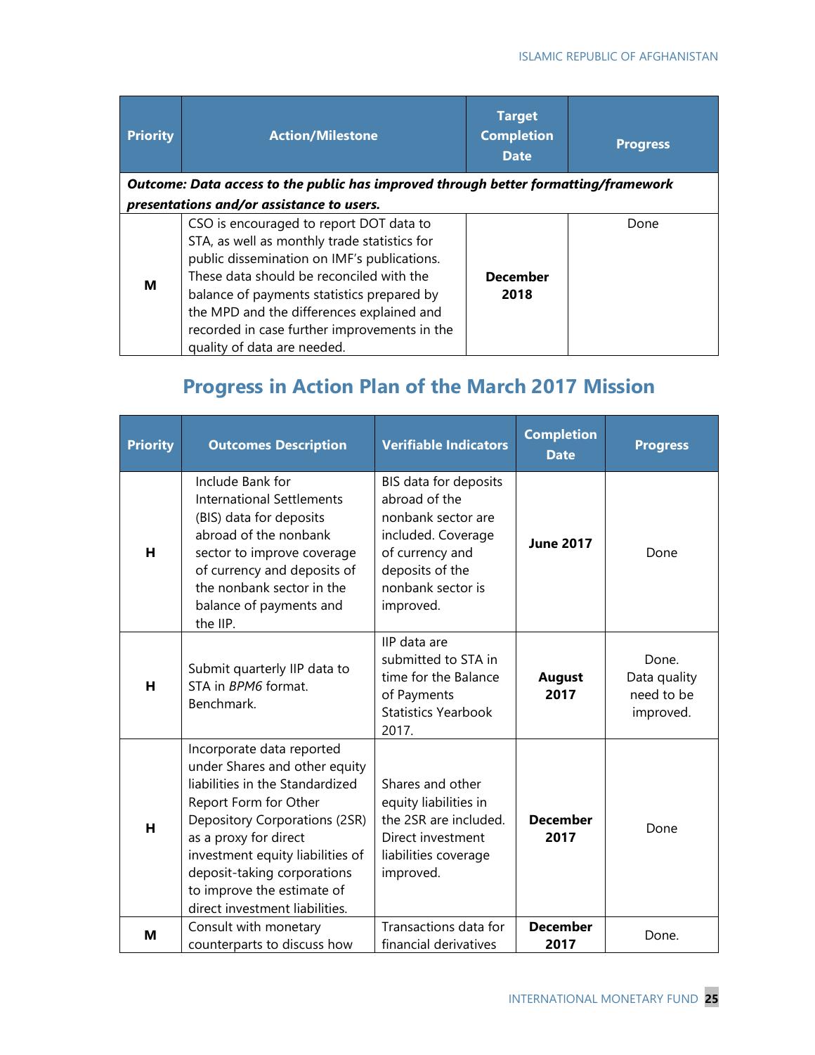| Priority | Action/Milestone | Target Completion Date | Progress |
|---|---|---|---|
| ***Outcome: Data access to the public has improved through better formatting/framework presentations and/or assistance to users.*** | | | |
| **M** | CSO is encouraged to report DOT data to STA, as well as monthly trade statistics for public dissemination on IMF's publications. These data should be reconciled with the balance of payments statistics prepared by the MPD and the differences explained and recorded in case further improvements in the quality of data are needed. | **December 2018** | Done |

## Progress in Action Plan of the March 2017 Mission

| Priority | Outcomes Description | Verifiable Indicators | Completion Date | Progress |
|---|---|---|---|---|
| **H** | Include Bank for International Settlements (BIS) data for deposits abroad of the nonbank sector to improve coverage of currency and deposits of the nonbank sector in the balance of payments and the IIP. | BIS data for deposits abroad of the nonbank sector are included. Coverage of currency and deposits of the nonbank sector is improved. | **June 2017** | Done |
| **H** | Submit quarterly IIP data to STA in *BPM6* format. Benchmark. | IIP data are submitted to STA in time for the Balance of Payments Statistics Yearbook 2017. | **August 2017** | Done. Data quality need to be improved. |
| **H** | Incorporate data reported under Shares and other equity liabilities in the Standardized Report Form for Other Depository Corporations (2SR) as a proxy for direct investment equity liabilities of deposit-taking corporations to improve the estimate of direct investment liabilities. | Shares and other equity liabilities in the 2SR are included. Direct investment liabilities coverage improved. | **December 2017** | Done |
| **M** | Consult with monetary counterparts to discuss how | Transactions data for financial derivatives | **December 2017** | Done. |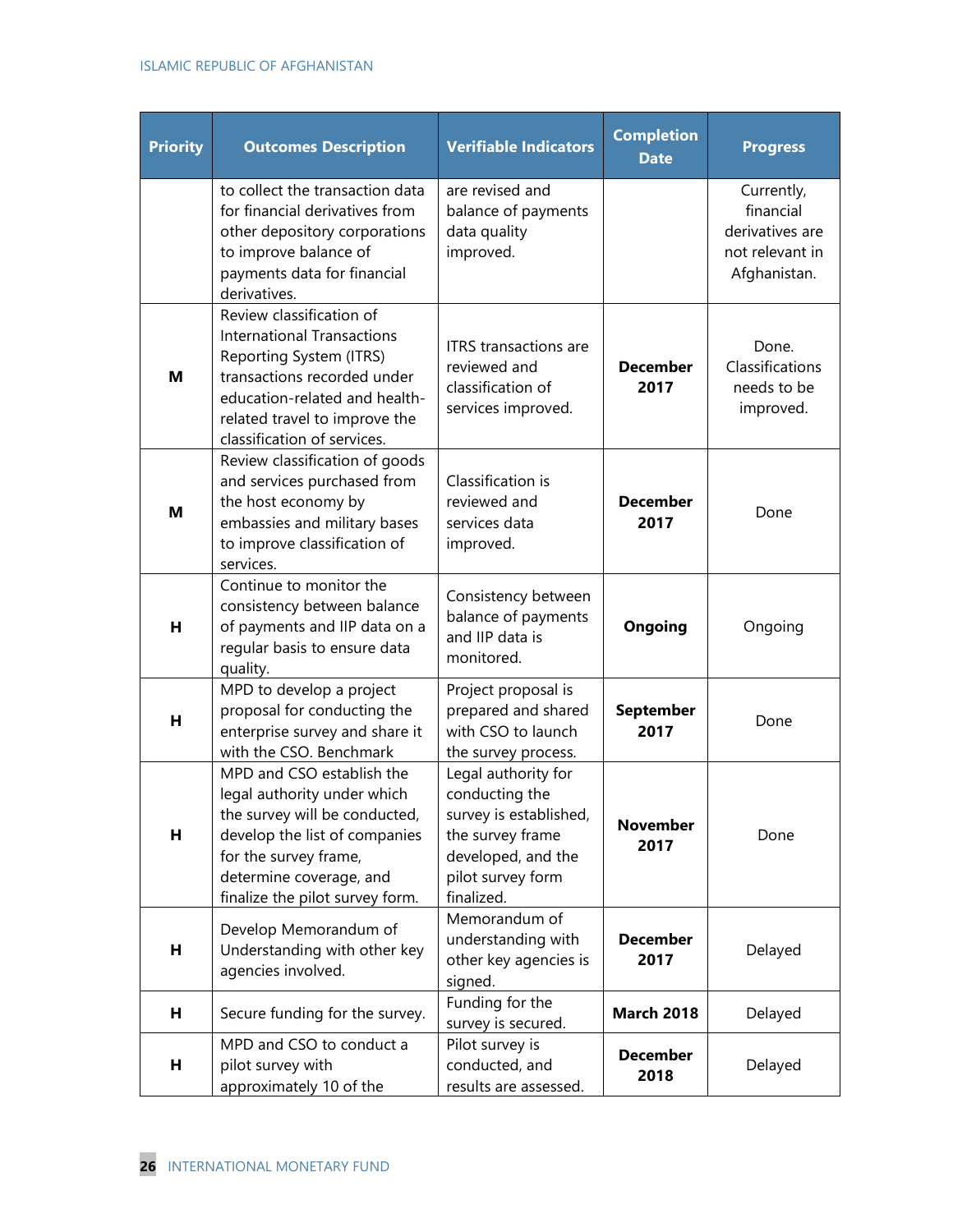| Priority | Outcomes Description | Verifiable Indicators | Completion Date | Progress |
| --- | --- | --- | --- | --- |
| | to collect the transaction data for financial derivatives from other depository corporations to improve balance of payments data for financial derivatives. | are revised and balance of payments data quality improved. | | Currently, financial derivatives are not relevant in Afghanistan. |
| **M** | Review classification of International Transactions Reporting System (ITRS) transactions recorded under education-related and health-related travel to improve the classification of services. | ITRS transactions are reviewed and classification of services improved. | **December 2017** | Done. Classifications needs to be improved. |
| **M** | Review classification of goods and services purchased from the host economy by embassies and military bases to improve classification of services. | Classification is reviewed and services data improved. | **December 2017** | Done |
| **H** | Continue to monitor the consistency between balance of payments and IIP data on a regular basis to ensure data quality. | Consistency between balance of payments and IIP data is monitored. | **Ongoing** | Ongoing |
| **H** | MPD to develop a project proposal for conducting the enterprise survey and share it with the CSO. Benchmark | Project proposal is prepared and shared with CSO to launch the survey process. | **September 2017** | Done |
| **H** | MPD and CSO establish the legal authority under which the survey will be conducted, develop the list of companies for the survey frame, determine coverage, and finalize the pilot survey form. | Legal authority for conducting the survey is established, the survey frame developed, and the pilot survey form finalized. | **November 2017** | Done |
| **H** | Develop Memorandum of Understanding with other key agencies involved. | Memorandum of understanding with other key agencies is signed. | **December 2017** | Delayed |
| **H** | Secure funding for the survey. | Funding for the survey is secured. | **March 2018** | Delayed |
| **H** | MPD and CSO to conduct a pilot survey with approximately 10 of the | Pilot survey is conducted, and results are assessed. | **December 2018** | Delayed |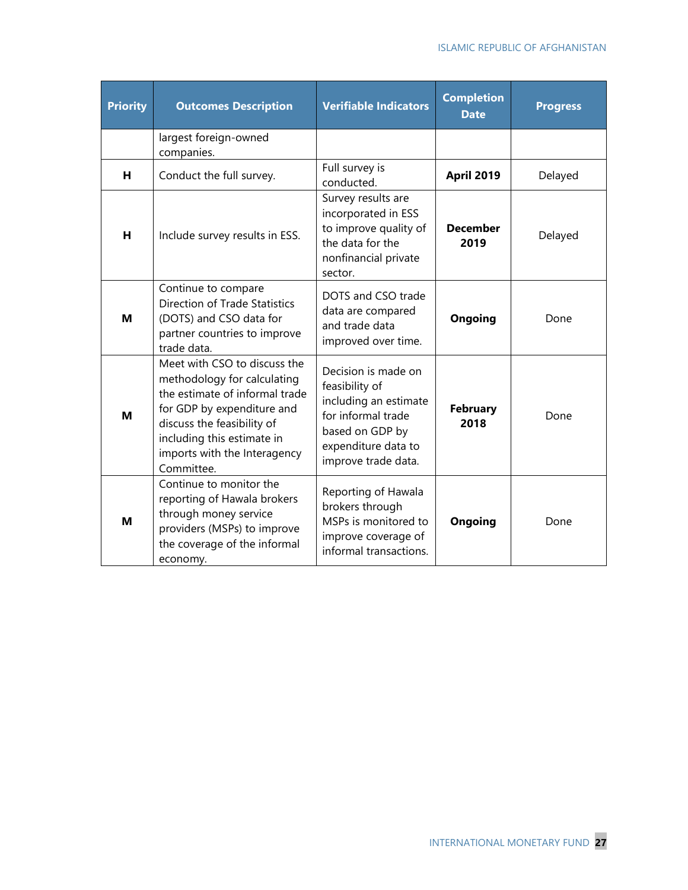| Priority | Outcomes Description | Verifiable Indicators | Completion Date | Progress |
|---|---|---|---|---|
| | largest foreign-owned companies. | | | |
| **H** | Conduct the full survey. | Full survey is conducted. | **April 2019** | Delayed |
| **H** | Include survey results in ESS. | Survey results are incorporated in ESS to improve quality of the data for the nonfinancial private sector. | **December 2019** | Delayed |
| **M** | Continue to compare Direction of Trade Statistics (DOTS) and CSO data for partner countries to improve trade data. | DOTS and CSO trade data are compared and trade data improved over time. | **Ongoing** | Done |
| **M** | Meet with CSO to discuss the methodology for calculating the estimate of informal trade for GDP by expenditure and discuss the feasibility of including this estimate in imports with the Interagency Committee. | Decision is made on feasibility of including an estimate for informal trade based on GDP by expenditure data to improve trade data. | **February 2018** | Done |
| **M** | Continue to monitor the reporting of Hawala brokers through money service providers (MSPs) to improve the coverage of the informal economy. | Reporting of Hawala brokers through MSPs is monitored to improve coverage of informal transactions. | **Ongoing** | Done |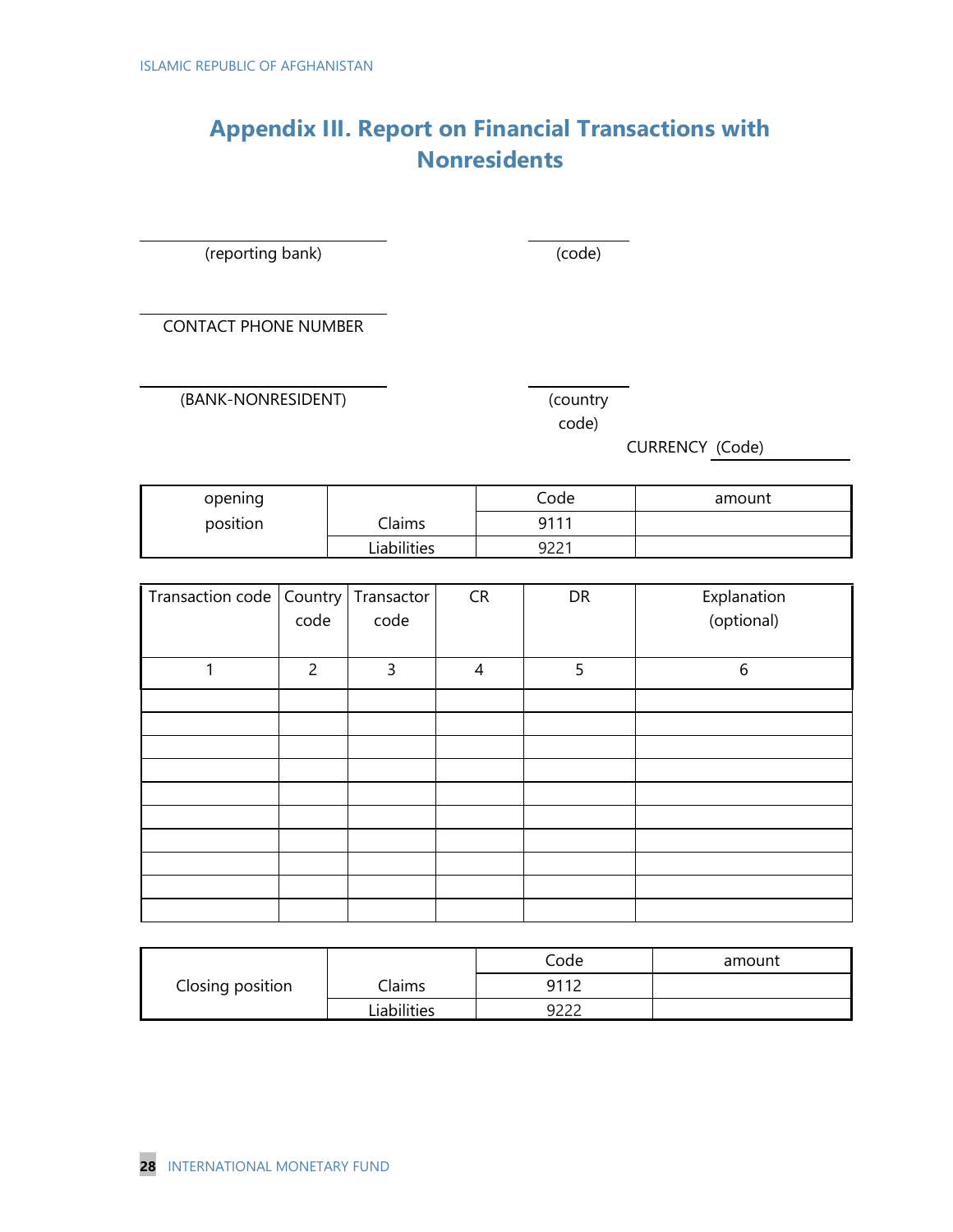# Appendix III. Report on Financial Transactions with Nonresidents

\_\_\_\_\_\_\_\_\_\_\_\_\_\_\_\_\_\_\_\_\_\_\_\_ (reporting bank) &nbsp;&nbsp;&nbsp;&nbsp; \_\_\_\_\_\_\_\_\_\_ (code)

\_\_\_\_\_\_\_\_\_\_\_\_\_\_\_\_\_\_\_\_\_\_\_\_ CONTACT PHONE NUMBER

\_\_\_\_\_\_\_\_\_\_\_\_\_\_\_\_\_\_\_\_\_\_\_\_ (BANK-NONRESIDENT) &nbsp;&nbsp;&nbsp;&nbsp; \_\_\_\_\_\_\_\_\_\_ (country code)

CURRENCY (Code) \_\_\_\_\_\_\_\_\_\_

| opening position | | Code | amount |
|---|---|---|---|
| | Claims | 9111 | |
| | Liabilities | 9221 | |

| Transaction code | Country code | Transactor code | CR | DR | Explanation (optional) |
|---|---|---|---|---|---|
| 1 | 2 | 3 | 4 | 5 | 6 |
| | | | | | |
| | | | | | |
| | | | | | |
| | | | | | |
| | | | | | |
| | | | | | |
| | | | | | |
| | | | | | |
| | | | | | |
| | | | | | |

| Closing position | | Code | amount |
|---|---|---|---|
| | Claims | 9112 | |
| | Liabilities | 9222 | |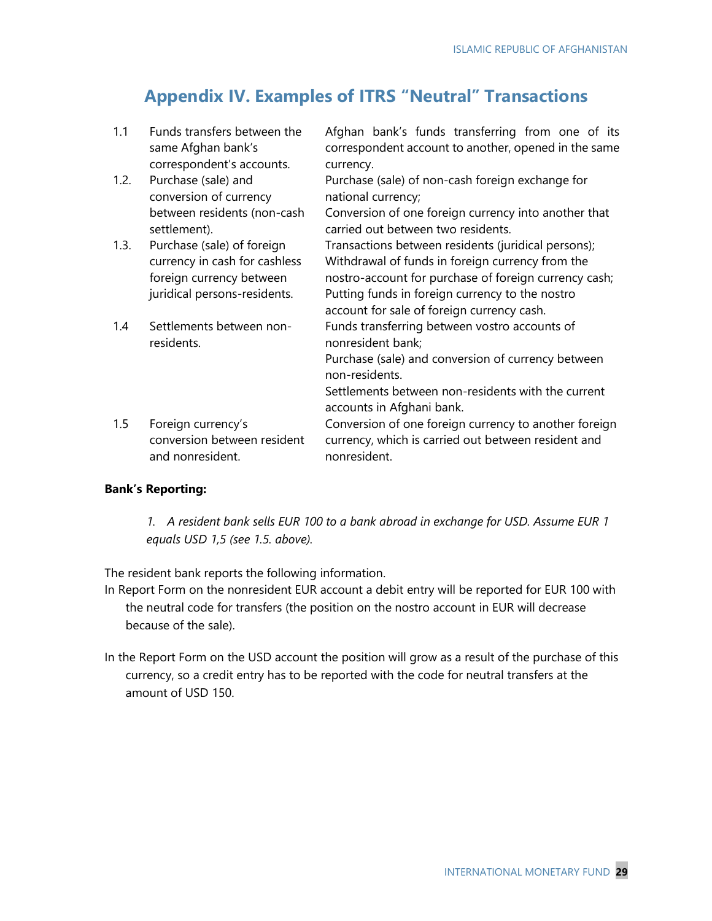# Appendix IV. Examples of ITRS "Neutral" Transactions

| | | |
|---|---|---|
| 1.1 | Funds transfers between the same Afghan bank's correspondent's accounts. | Afghan bank's funds transferring from one of its correspondent account to another, opened in the same currency. |
| 1.2. | Purchase (sale) and conversion of currency between residents (non-cash settlement). | Purchase (sale) of non-cash foreign exchange for national currency;<br>Conversion of one foreign currency into another that carried out between two residents. |
| 1.3. | Purchase (sale) of foreign currency in cash for cashless foreign currency between juridical persons-residents. | Transactions between residents (juridical persons);<br>Withdrawal of funds in foreign currency from the nostro-account for purchase of foreign currency cash;<br>Putting funds in foreign currency to the nostro account for sale of foreign currency cash. |
| 1.4 | Settlements between non-residents. | Funds transferring between vostro accounts of nonresident bank;<br>Purchase (sale) and conversion of currency between non-residents.<br>Settlements between non-residents with the current accounts in Afghani bank. |
| 1.5 | Foreign currency's conversion between resident and nonresident. | Conversion of one foreign currency to another foreign currency, which is carried out between resident and nonresident. |

**Bank's Reporting:**

*1. A resident bank sells EUR 100 to a bank abroad in exchange for USD. Assume EUR 1 equals USD 1,5 (see 1.5. above).*

The resident bank reports the following information.

In Report Form on the nonresident EUR account a debit entry will be reported for EUR 100 with the neutral code for transfers (the position on the nostro account in EUR will decrease because of the sale).

In the Report Form on the USD account the position will grow as a result of the purchase of this currency, so a credit entry has to be reported with the code for neutral transfers at the amount of USD 150.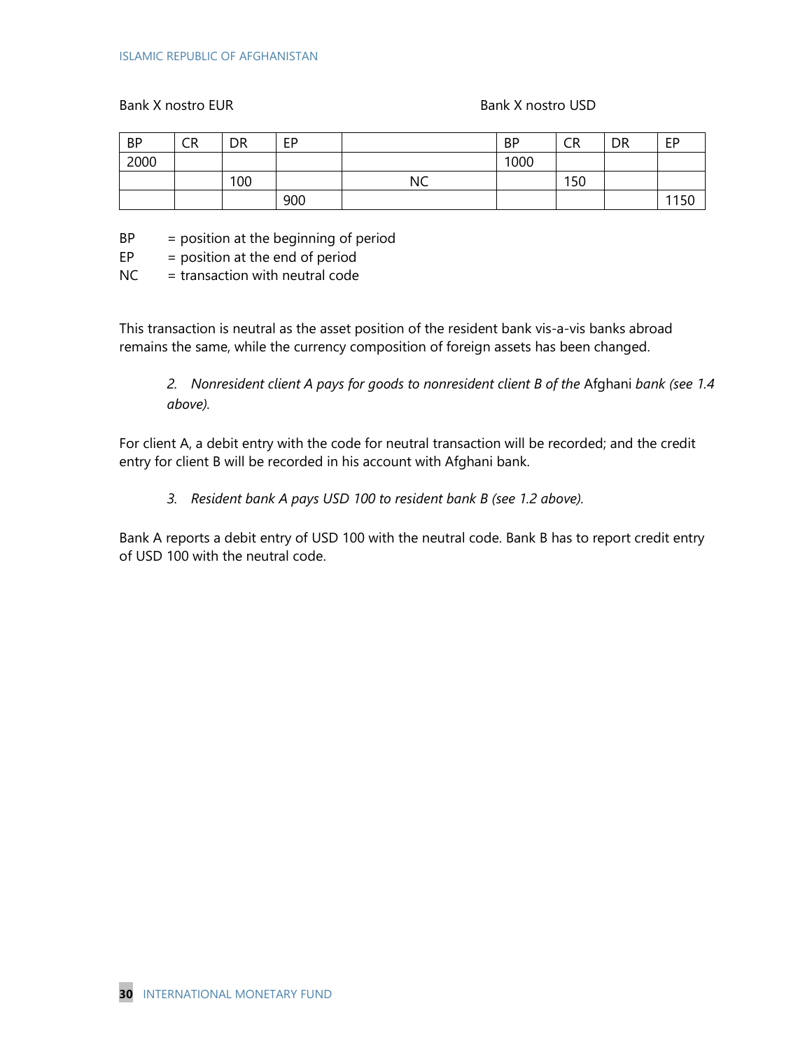Bank X nostro EUR Bank X nostro USD

| BP | CR | DR | EP | | BP | CR | DR | EP |
|---|---|---|---|---|---|---|---|---|
| 2000 | | | | | 1000 | | | |
| | | 100 | | NC | | 150 | | |
| | | | 900 | | | | | 1150 |

BP = position at the beginning of period
EP = position at the end of period
NC = transaction with neutral code

This transaction is neutral as the asset position of the resident bank vis-a-vis banks abroad remains the same, while the currency composition of foreign assets has been changed.

> *2. Nonresident client A pays for goods to nonresident client B of the* Afghani *bank (see 1.4 above).*

For client A, a debit entry with the code for neutral transaction will be recorded; and the credit entry for client B will be recorded in his account with Afghani bank.

> *3. Resident bank A pays USD 100 to resident bank B (see 1.2 above).*

Bank A reports a debit entry of USD 100 with the neutral code. Bank B has to report credit entry of USD 100 with the neutral code.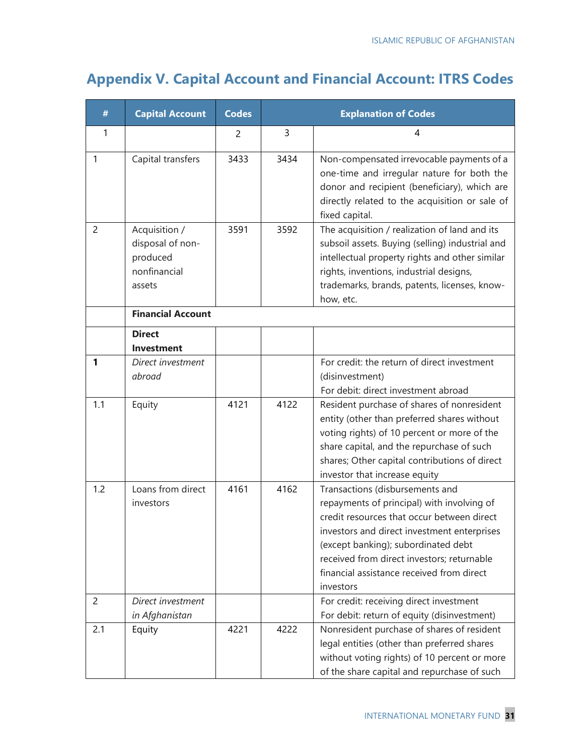## Appendix V. Capital Account and Financial Account: ITRS Codes

| # | Capital Account | Codes | | Explanation of Codes |
|---|---|---|---|---|
| 1 | | 2 | 3 | 4 |
| 1 | Capital transfers | 3433 | 3434 | Non-compensated irrevocable payments of a one-time and irregular nature for both the donor and recipient (beneficiary), which are directly related to the acquisition or sale of fixed capital. |
| 2 | Acquisition / disposal of non-produced nonfinancial assets | 3591 | 3592 | The acquisition / realization of land and its subsoil assets. Buying (selling) industrial and intellectual property rights and other similar rights, inventions, industrial designs, trademarks, brands, patents, licenses, know-how, etc. |
| | **Financial Account** | | | |
| | **Direct Investment** | | | |
| **1** | *Direct investment abroad* | | | For credit: the return of direct investment (disinvestment)<br>For debit: direct investment abroad |
| 1.1 | Equity | 4121 | 4122 | Resident purchase of shares of nonresident entity (other than preferred shares without voting rights) of 10 percent or more of the share capital, and the repurchase of such shares; Other capital contributions of direct investor that increase equity |
| 1.2 | Loans from direct investors | 4161 | 4162 | Transactions (disbursements and repayments of principal) with involving of credit resources that occur between direct investors and direct investment enterprises (except banking); subordinated debt received from direct investors; returnable financial assistance received from direct investors |
| 2 | *Direct investment in Afghanistan* | | | For credit: receiving direct investment<br>For debit: return of equity (disinvestment) |
| 2.1 | Equity | 4221 | 4222 | Nonresident purchase of shares of resident legal entities (other than preferred shares without voting rights) of 10 percent or more of the share capital and repurchase of such |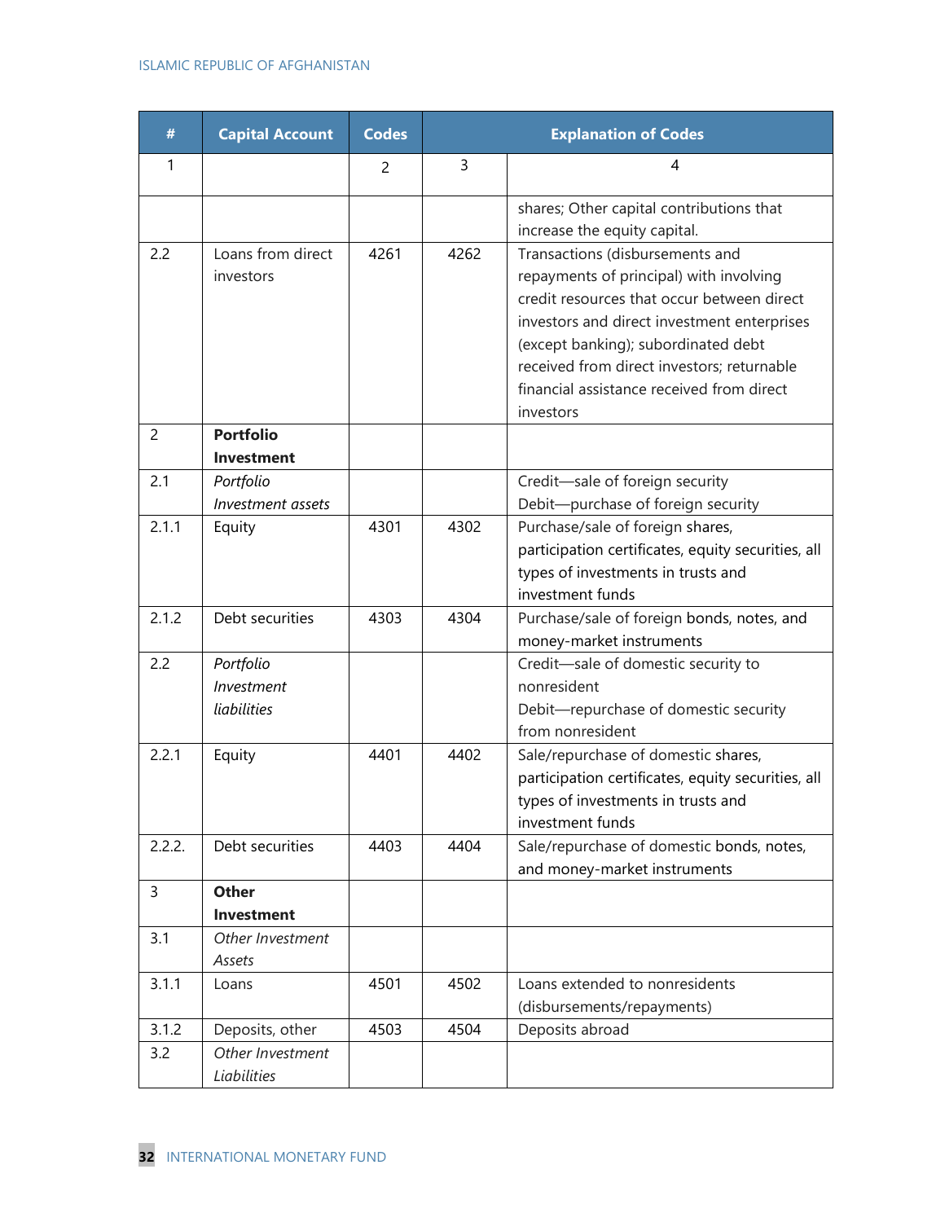| # | Capital Account | Codes | | Explanation of Codes |
|---|---|---|---|---|
| 1 | | 2 | 3 | 4 |
| | | | | shares; Other capital contributions that increase the equity capital. |
| 2.2 | Loans from direct investors | 4261 | 4262 | Transactions (disbursements and repayments of principal) with involving credit resources that occur between direct investors and direct investment enterprises (except banking); subordinated debt received from direct investors; returnable financial assistance received from direct investors |
| 2 | **Portfolio Investment** | | | |
| 2.1 | *Portfolio Investment assets* | | | Credit—sale of foreign security<br>Debit—purchase of foreign security |
| 2.1.1 | Equity | 4301 | 4302 | Purchase/sale of foreign shares, participation certificates, equity securities, all types of investments in trusts and investment funds |
| 2.1.2 | Debt securities | 4303 | 4304 | Purchase/sale of foreign bonds, notes, and money-market instruments |
| 2.2 | *Portfolio Investment liabilities* | | | Credit—sale of domestic security to nonresident<br>Debit—repurchase of domestic security from nonresident |
| 2.2.1 | Equity | 4401 | 4402 | Sale/repurchase of domestic shares, participation certificates, equity securities, all types of investments in trusts and investment funds |
| 2.2.2. | Debt securities | 4403 | 4404 | Sale/repurchase of domestic bonds, notes, and money-market instruments |
| 3 | **Other Investment** | | | |
| 3.1 | *Other Investment Assets* | | | |
| 3.1.1 | Loans | 4501 | 4502 | Loans extended to nonresidents (disbursements/repayments) |
| 3.1.2 | Deposits, other | 4503 | 4504 | Deposits abroad |
| 3.2 | *Other Investment Liabilities* | | | |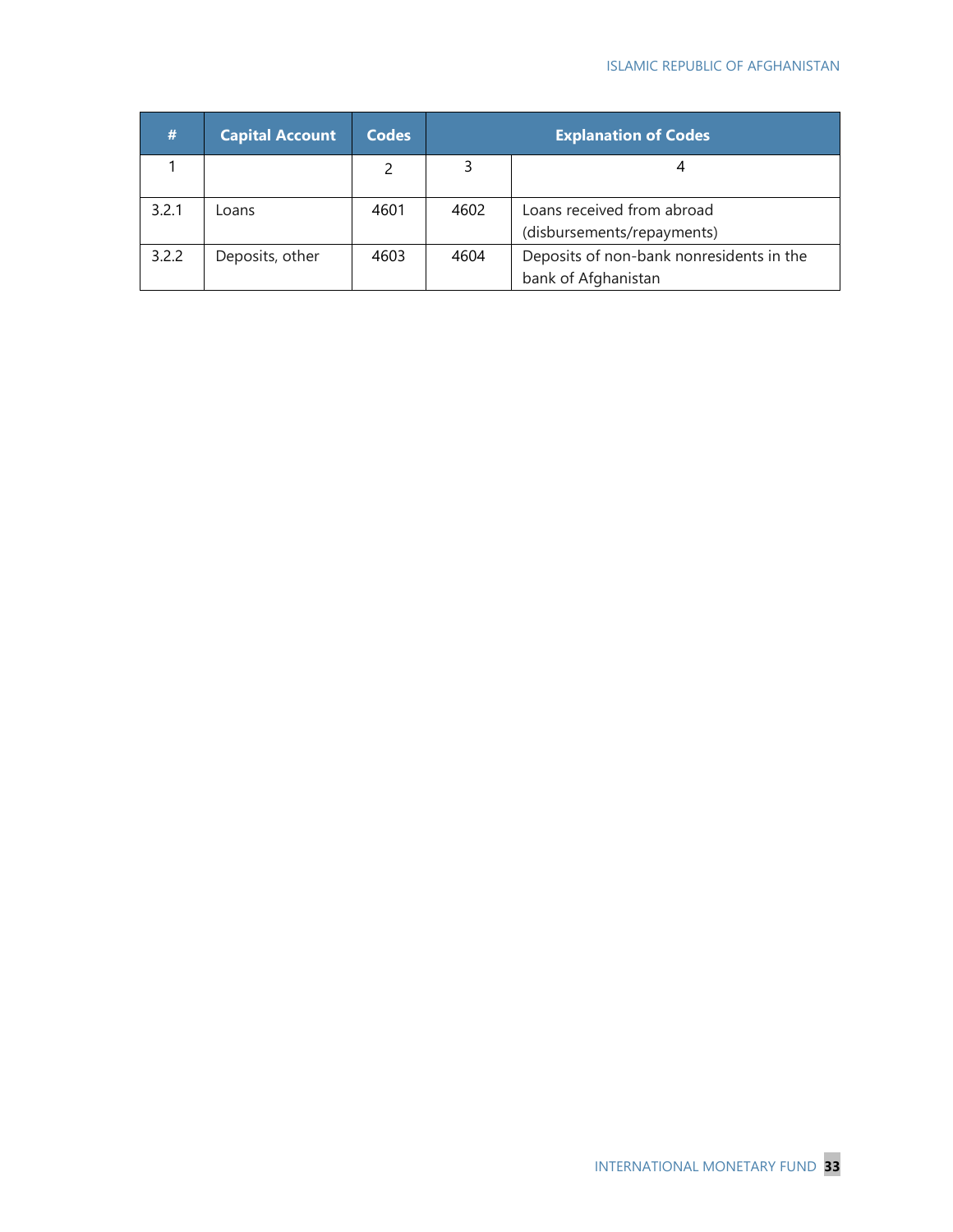| # | Capital Account | Codes | Explanation of Codes | |
|---|---|---|---|---|
| 1 | | 2 | 3 | 4 |
| 3.2.1 | Loans | 4601 | 4602 | Loans received from abroad (disbursements/repayments) |
| 3.2.2 | Deposits, other | 4603 | 4604 | Deposits of non-bank nonresidents in the bank of Afghanistan |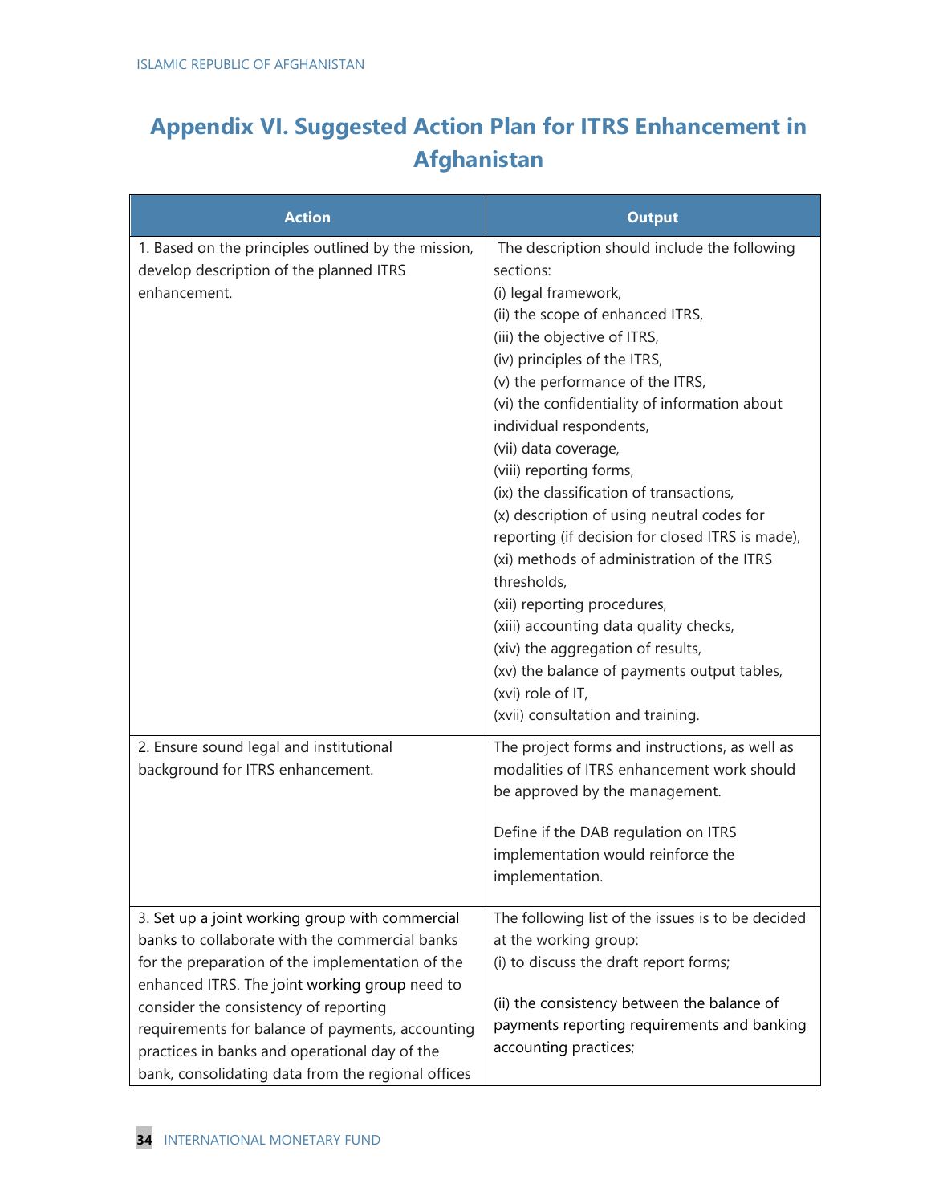# Appendix VI. Suggested Action Plan for ITRS Enhancement in Afghanistan

| Action | Output |
|---|---|
| 1. Based on the principles outlined by the mission, develop description of the planned ITRS enhancement. | The description should include the following sections:<br>(i) legal framework,<br>(ii) the scope of enhanced ITRS,<br>(iii) the objective of ITRS,<br>(iv) principles of the ITRS,<br>(v) the performance of the ITRS,<br>(vi) the confidentiality of information about individual respondents,<br>(vii) data coverage,<br>(viii) reporting forms,<br>(ix) the classification of transactions,<br>(x) description of using neutral codes for reporting (if decision for closed ITRS is made),<br>(xi) methods of administration of the ITRS thresholds,<br>(xii) reporting procedures,<br>(xiii) accounting data quality checks,<br>(xiv) the aggregation of results,<br>(xv) the balance of payments output tables,<br>(xvi) role of IT,<br>(xvii) consultation and training. |
| 2. Ensure sound legal and institutional background for ITRS enhancement. | The project forms and instructions, as well as modalities of ITRS enhancement work should be approved by the management.<br><br>Define if the DAB regulation on ITRS implementation would reinforce the implementation. |
| 3. Set up a joint working group with commercial banks to collaborate with the commercial banks for the preparation of the implementation of the enhanced ITRS. The joint working group need to consider the consistency of reporting requirements for balance of payments, accounting practices in banks and operational day of the bank, consolidating data from the regional offices | The following list of the issues is to be decided at the working group:<br>(i) to discuss the draft report forms;<br><br>(ii) the consistency between the balance of payments reporting requirements and banking accounting practices; |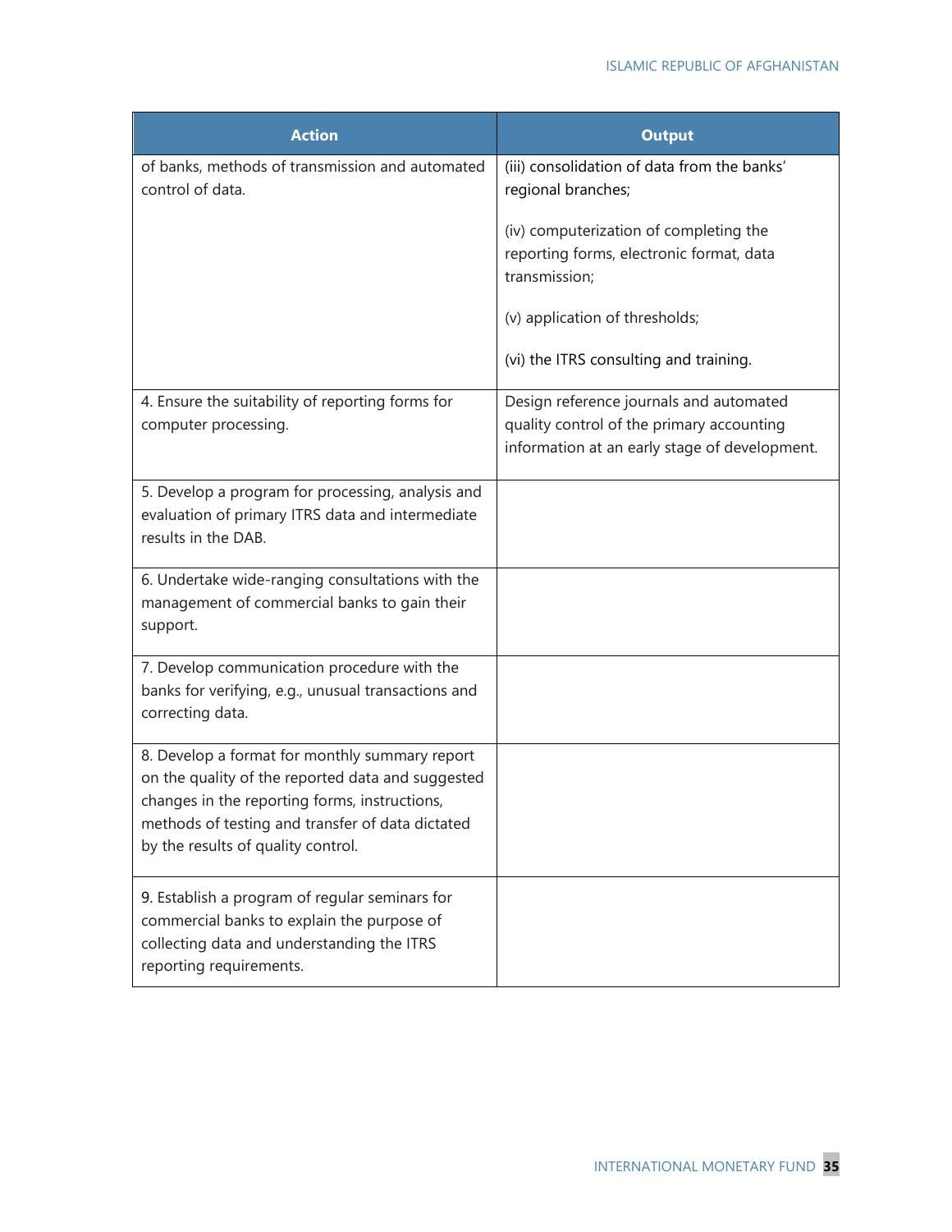| Action | Output |
|---|---|
| of banks, methods of transmission and automated control of data. | (iii) consolidation of data from the banks' regional branches;<br><br>(iv) computerization of completing the reporting forms, electronic format, data transmission;<br><br>(v) application of thresholds;<br><br>(vi) the ITRS consulting and training. |
| 4. Ensure the suitability of reporting forms for computer processing. | Design reference journals and automated quality control of the primary accounting information at an early stage of development. |
| 5. Develop a program for processing, analysis and evaluation of primary ITRS data and intermediate results in the DAB. | |
| 6. Undertake wide-ranging consultations with the management of commercial banks to gain their support. | |
| 7. Develop communication procedure with the banks for verifying, e.g., unusual transactions and correcting data. | |
| 8. Develop a format for monthly summary report on the quality of the reported data and suggested changes in the reporting forms, instructions, methods of testing and transfer of data dictated by the results of quality control. | |
| 9. Establish a program of regular seminars for commercial banks to explain the purpose of collecting data and understanding the ITRS reporting requirements. | |